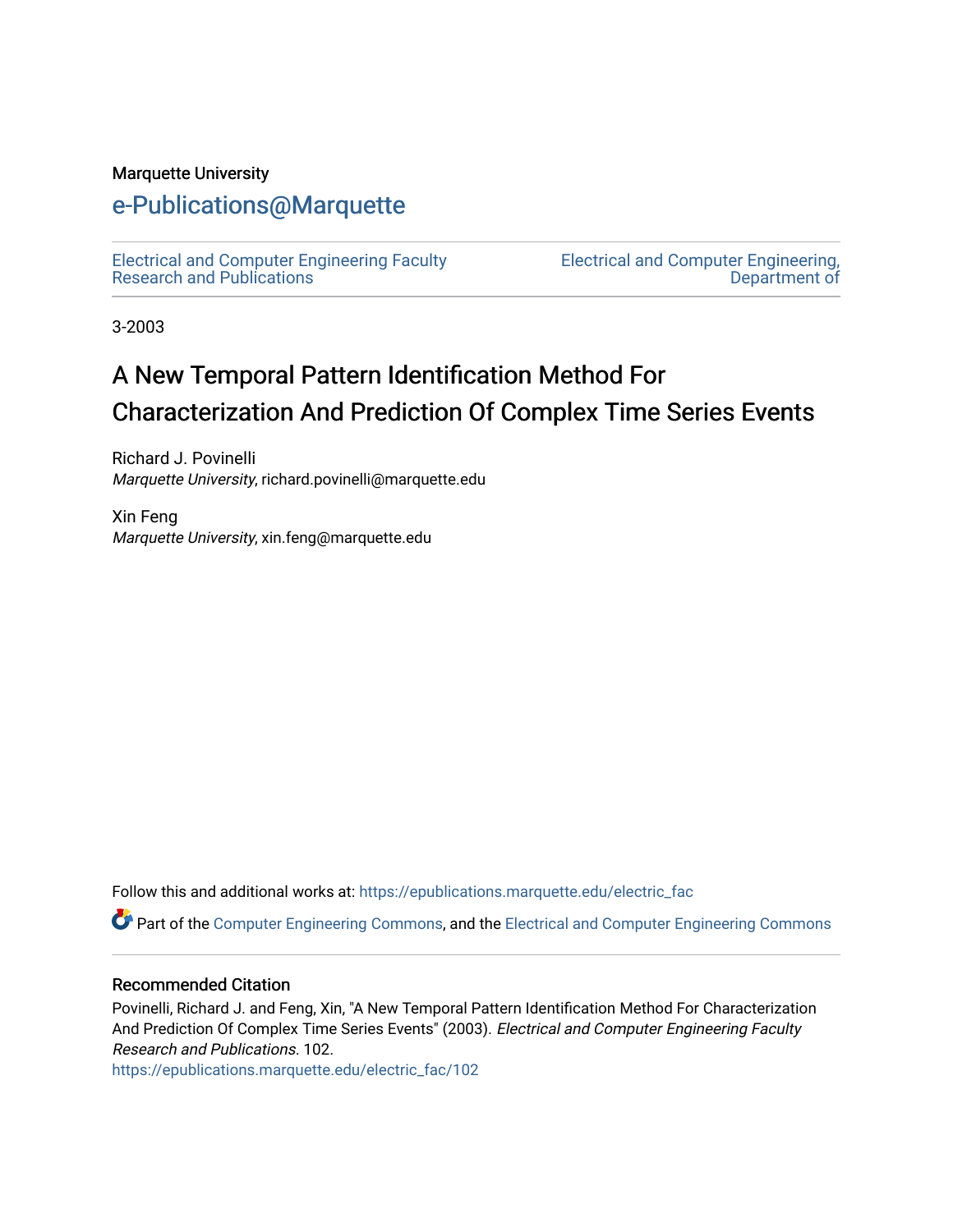Marquette University

# e-Publications@Marquette

Electrical and Computer Engineering Faculty Research and Publications

Electrical and Computer Engineering, Department of

3-2003

## A New Temporal Pattern Identification Method For Characterization And Prediction Of Complex Time Series Events

Richard J. Povinelli
*Marquette University*, richard.povinelli@marquette.edu

Xin Feng
*Marquette University*, xin.feng@marquette.edu

Follow this and additional works at: https://epublications.marquette.edu/electric_fac

Part of the Computer Engineering Commons, and the Electrical and Computer Engineering Commons

### Recommended Citation

Povinelli, Richard J. and Feng, Xin, "A New Temporal Pattern Identification Method For Characterization And Prediction Of Complex Time Series Events" (2003). *Electrical and Computer Engineering Faculty Research and Publications*. 102.
https://epublications.marquette.edu/electric_fac/102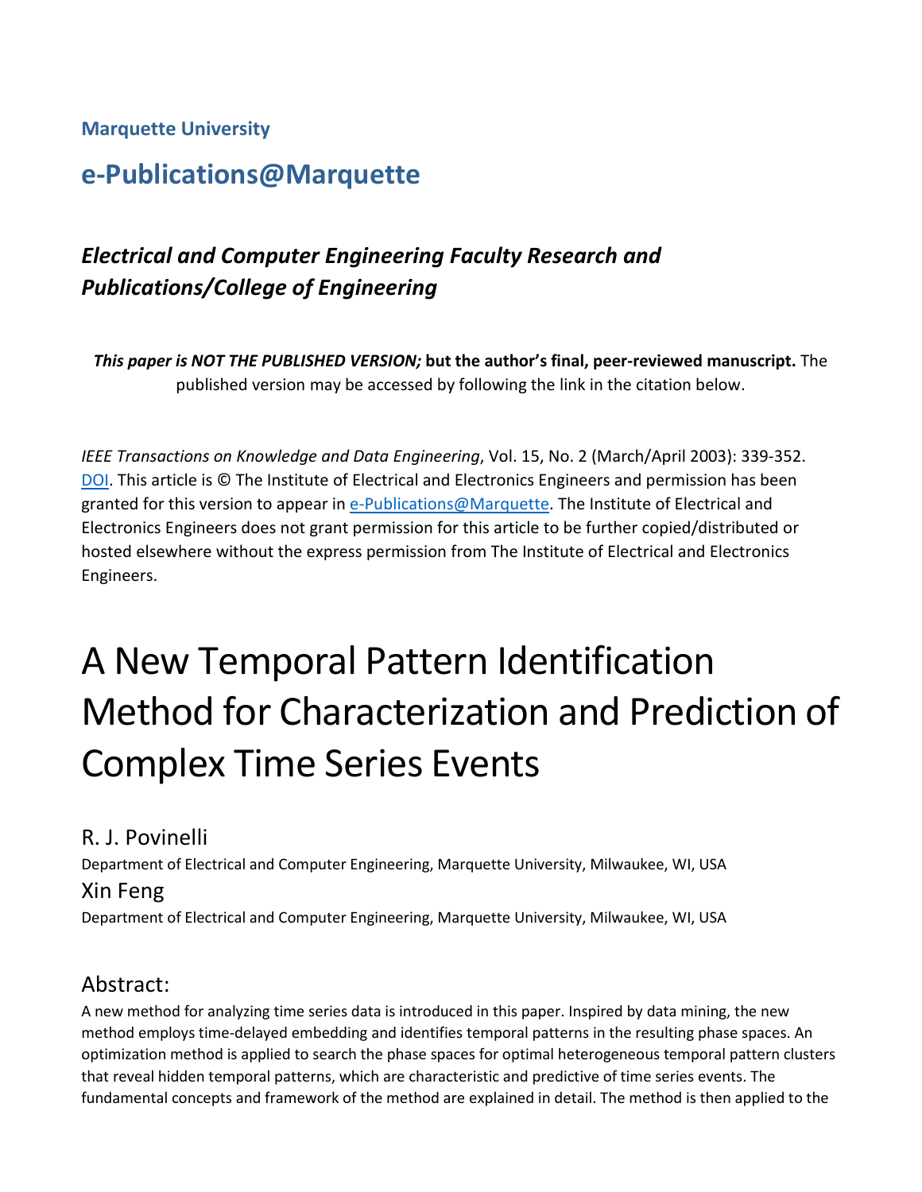**Marquette University**

# e-Publications@Marquette

## *Electrical and Computer Engineering Faculty Research and Publications/College of Engineering*

***This paper is NOT THE PUBLISHED VERSION;*** **but the author's final, peer-reviewed manuscript.** The published version may be accessed by following the link in the citation below.

*IEEE Transactions on Knowledge and Data Engineering*, Vol. 15, No. 2 (March/April 2003): 339-352. DOI. This article is © The Institute of Electrical and Electronics Engineers and permission has been granted for this version to appear in e-Publications@Marquette. The Institute of Electrical and Electronics Engineers does not grant permission for this article to be further copied/distributed or hosted elsewhere without the express permission from The Institute of Electrical and Electronics Engineers.

# A New Temporal Pattern Identification Method for Characterization and Prediction of Complex Time Series Events

R. J. Povinelli

Department of Electrical and Computer Engineering, Marquette University, Milwaukee, WI, USA

Xin Feng

Department of Electrical and Computer Engineering, Marquette University, Milwaukee, WI, USA

## Abstract:

A new method for analyzing time series data is introduced in this paper. Inspired by data mining, the new method employs time-delayed embedding and identifies temporal patterns in the resulting phase spaces. An optimization method is applied to search the phase spaces for optimal heterogeneous temporal pattern clusters that reveal hidden temporal patterns, which are characteristic and predictive of time series events. The fundamental concepts and framework of the method are explained in detail. The method is then applied to the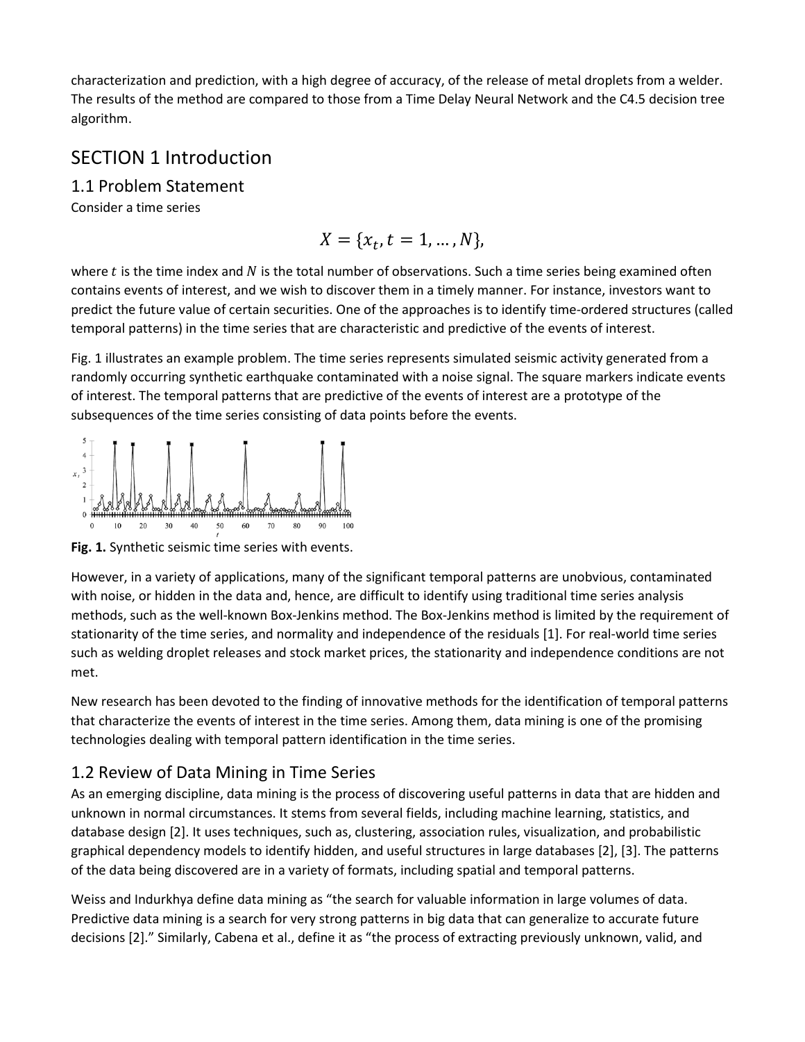characterization and prediction, with a high degree of accuracy, of the release of metal droplets from a welder. The results of the method are compared to those from a Time Delay Neural Network and the C4.5 decision tree algorithm.

# SECTION 1 Introduction

## 1.1 Problem Statement

Consider a time series

$$X = \{x_t, t = 1, \dots, N\},$$

where $t$ is the time index and $N$ is the total number of observations. Such a time series being examined often contains events of interest, and we wish to discover them in a timely manner. For instance, investors want to predict the future value of certain securities. One of the approaches is to identify time-ordered structures (called temporal patterns) in the time series that are characteristic and predictive of the events of interest.

Fig. 1 illustrates an example problem. The time series represents simulated seismic activity generated from a randomly occurring synthetic earthquake contaminated with a noise signal. The square markers indicate events of interest. The temporal patterns that are predictive of the events of interest are a prototype of the subsequences of the time series consisting of data points before the events.

**Fig. 1.** Synthetic seismic time series with events.

However, in a variety of applications, many of the significant temporal patterns are unobvious, contaminated with noise, or hidden in the data and, hence, are difficult to identify using traditional time series analysis methods, such as the well-known Box-Jenkins method. The Box-Jenkins method is limited by the requirement of stationarity of the time series, and normality and independence of the residuals [1]. For real-world time series such as welding droplet releases and stock market prices, the stationarity and independence conditions are not met.

New research has been devoted to the finding of innovative methods for the identification of temporal patterns that characterize the events of interest in the time series. Among them, data mining is one of the promising technologies dealing with temporal pattern identification in the time series.

## 1.2 Review of Data Mining in Time Series

As an emerging discipline, data mining is the process of discovering useful patterns in data that are hidden and unknown in normal circumstances. It stems from several fields, including machine learning, statistics, and database design [2]. It uses techniques, such as, clustering, association rules, visualization, and probabilistic graphical dependency models to identify hidden, and useful structures in large databases [2], [3]. The patterns of the data being discovered are in a variety of formats, including spatial and temporal patterns.

Weiss and Indurkhya define data mining as "the search for valuable information in large volumes of data. Predictive data mining is a search for very strong patterns in big data that can generalize to accurate future decisions [2]." Similarly, Cabena et al., define it as "the process of extracting previously unknown, valid, and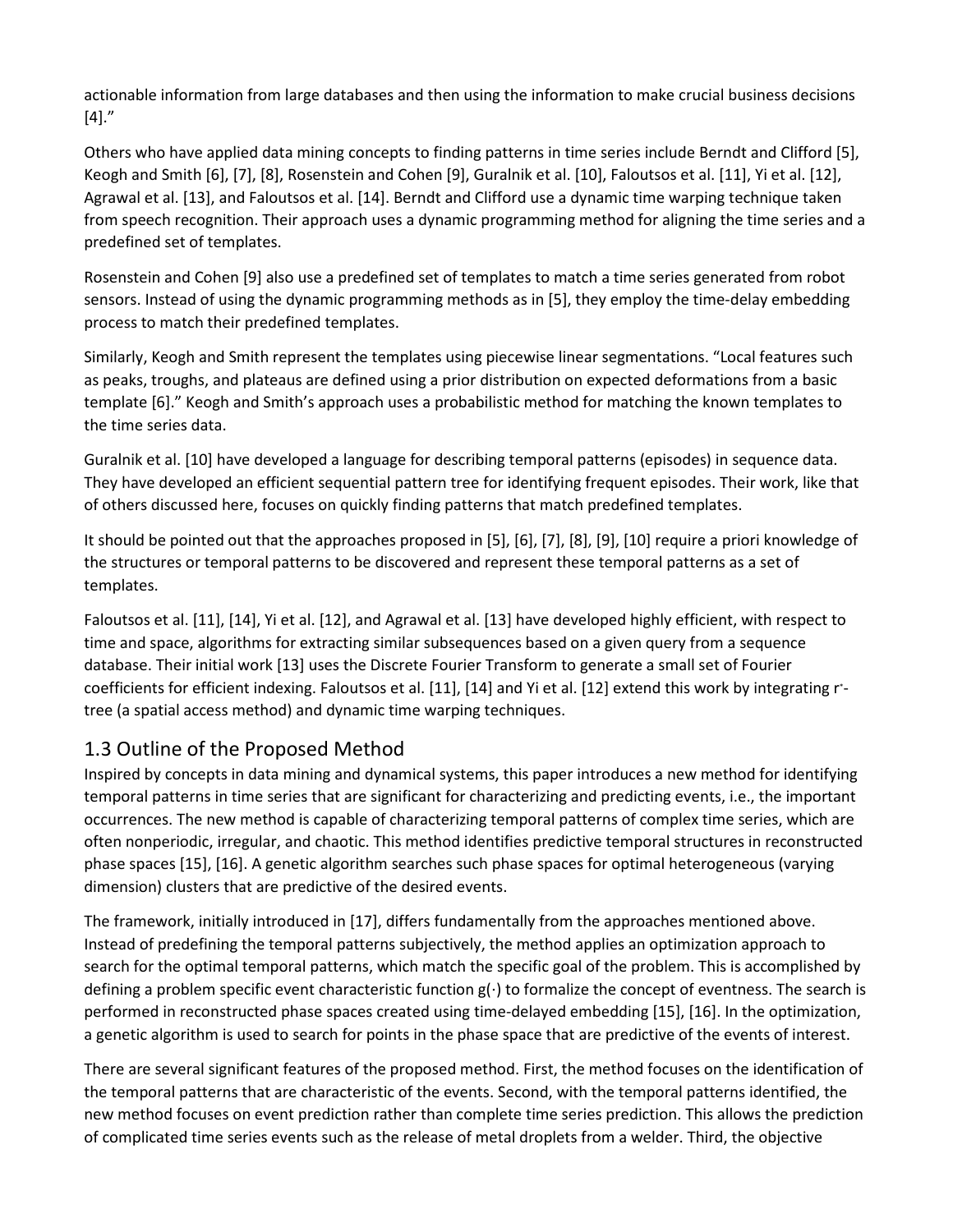actionable information from large databases and then using the information to make crucial business decisions [4].”

Others who have applied data mining concepts to finding patterns in time series include Berndt and Clifford [5], Keogh and Smith [6], [7], [8], Rosenstein and Cohen [9], Guralnik et al. [10], Faloutsos et al. [11], Yi et al. [12], Agrawal et al. [13], and Faloutsos et al. [14]. Berndt and Clifford use a dynamic time warping technique taken from speech recognition. Their approach uses a dynamic programming method for aligning the time series and a predefined set of templates.

Rosenstein and Cohen [9] also use a predefined set of templates to match a time series generated from robot sensors. Instead of using the dynamic programming methods as in [5], they employ the time-delay embedding process to match their predefined templates.

Similarly, Keogh and Smith represent the templates using piecewise linear segmentations. “Local features such as peaks, troughs, and plateaus are defined using a prior distribution on expected deformations from a basic template [6].” Keogh and Smith’s approach uses a probabilistic method for matching the known templates to the time series data.

Guralnik et al. [10] have developed a language for describing temporal patterns (episodes) in sequence data. They have developed an efficient sequential pattern tree for identifying frequent episodes. Their work, like that of others discussed here, focuses on quickly finding patterns that match predefined templates.

It should be pointed out that the approaches proposed in [5], [6], [7], [8], [9], [10] require a priori knowledge of the structures or temporal patterns to be discovered and represent these temporal patterns as a set of templates.

Faloutsos et al. [11], [14], Yi et al. [12], and Agrawal et al. [13] have developed highly efficient, with respect to time and space, algorithms for extracting similar subsequences based on a given query from a sequence database. Their initial work [13] uses the Discrete Fourier Transform to generate a small set of Fourier coefficients for efficient indexing. Faloutsos et al. [11], [14] and Yi et al. [12] extend this work by integrating $r^*$-tree (a spatial access method) and dynamic time warping techniques.

## 1.3 Outline of the Proposed Method

Inspired by concepts in data mining and dynamical systems, this paper introduces a new method for identifying temporal patterns in time series that are significant for characterizing and predicting events, i.e., the important occurrences. The new method is capable of characterizing temporal patterns of complex time series, which are often nonperiodic, irregular, and chaotic. This method identifies predictive temporal structures in reconstructed phase spaces [15], [16]. A genetic algorithm searches such phase spaces for optimal heterogeneous (varying dimension) clusters that are predictive of the desired events.

The framework, initially introduced in [17], differs fundamentally from the approaches mentioned above. Instead of predefining the temporal patterns subjectively, the method applies an optimization approach to search for the optimal temporal patterns, which match the specific goal of the problem. This is accomplished by defining a problem specific event characteristic function $g(\cdot)$ to formalize the concept of eventness. The search is performed in reconstructed phase spaces created using time-delayed embedding [15], [16]. In the optimization, a genetic algorithm is used to search for points in the phase space that are predictive of the events of interest.

There are several significant features of the proposed method. First, the method focuses on the identification of the temporal patterns that are characteristic of the events. Second, with the temporal patterns identified, the new method focuses on event prediction rather than complete time series prediction. This allows the prediction of complicated time series events such as the release of metal droplets from a welder. Third, the objective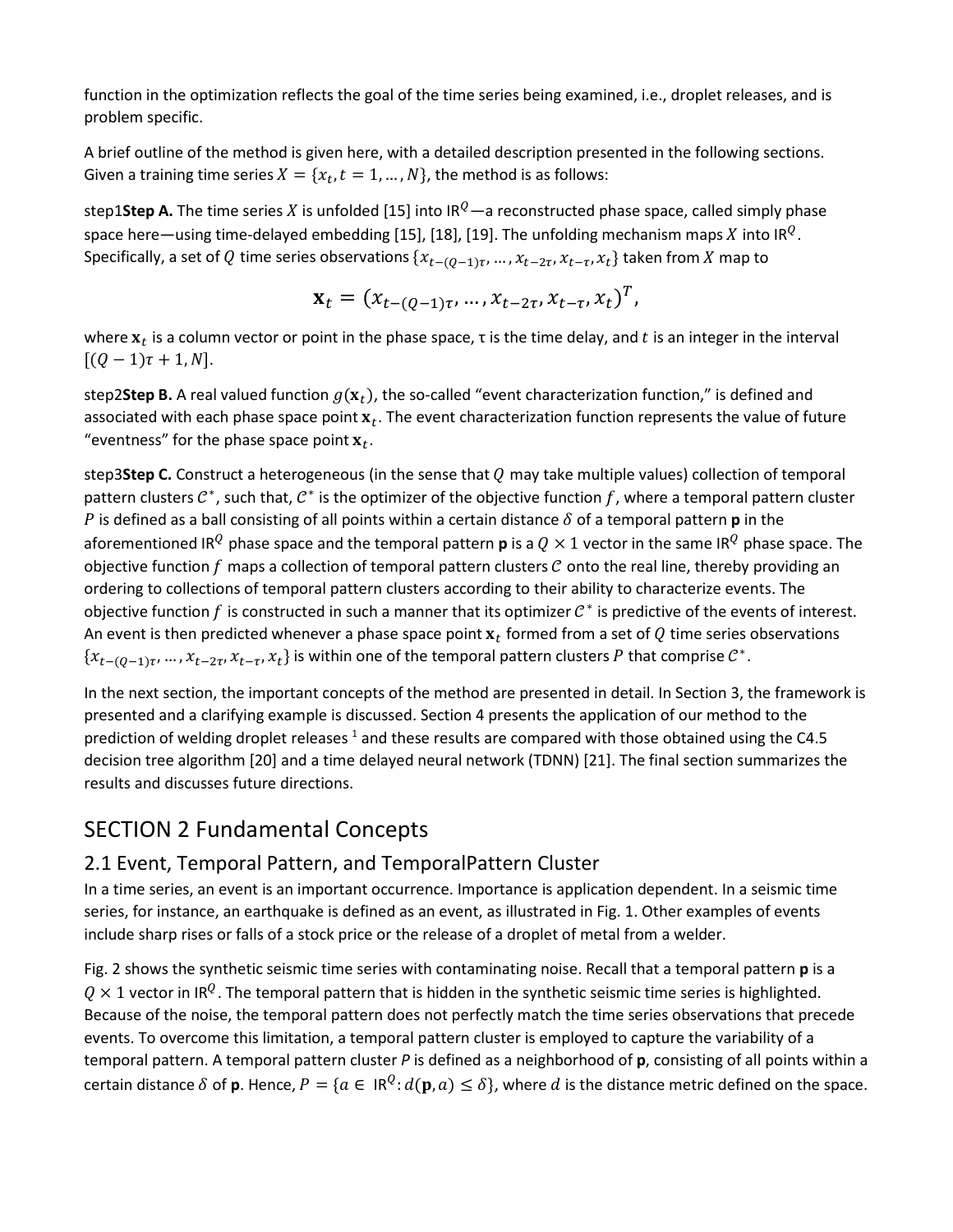function in the optimization reflects the goal of the time series being examined, i.e., droplet releases, and is problem specific.

A brief outline of the method is given here, with a detailed description presented in the following sections. Given a training time series $X = \{x_t, t = 1, \ldots, N\}$, the method is as follows:

step1**Step A.** The time series $X$ is unfolded [15] into $\mathrm{IR}^Q$—a reconstructed phase space, called simply phase space here—using time-delayed embedding [15], [18], [19]. The unfolding mechanism maps $X$ into $\mathrm{IR}^Q$. Specifically, a set of $Q$ time series observations $\{x_{t-(Q-1)\tau}, \ldots, x_{t-2\tau}, x_{t-\tau}, x_t\}$ taken from $X$ map to

$$\mathbf{x}_t = (x_{t-(Q-1)\tau}, \ldots, x_{t-2\tau}, x_{t-\tau}, x_t)^T,$$

where $\mathbf{x}_t$ is a column vector or point in the phase space, τ is the time delay, and $t$ is an integer in the interval $[(Q-1)\tau + 1, N]$.

step2**Step B.** A real valued function $g(\mathbf{x}_t)$, the so-called "event characterization function," is defined and associated with each phase space point $\mathbf{x}_t$. The event characterization function represents the value of future "eventness" for the phase space point $\mathbf{x}_t$.

step3**Step C.** Construct a heterogeneous (in the sense that $Q$ may take multiple values) collection of temporal pattern clusters $\mathcal{C}^*$, such that, $\mathcal{C}^*$ is the optimizer of the objective function $f$, where a temporal pattern cluster $P$ is defined as a ball consisting of all points within a certain distance $\delta$ of a temporal pattern $\mathbf{p}$ in the aforementioned $\mathrm{IR}^Q$ phase space and the temporal pattern $\mathbf{p}$ is a $Q \times 1$ vector in the same $\mathrm{IR}^Q$ phase space. The objective function $f$ maps a collection of temporal pattern clusters $\mathcal{C}$ onto the real line, thereby providing an ordering to collections of temporal pattern clusters according to their ability to characterize events. The objective function $f$ is constructed in such a manner that its optimizer $\mathcal{C}^*$ is predictive of the events of interest. An event is then predicted whenever a phase space point $\mathbf{x}_t$ formed from a set of $Q$ time series observations $\{x_{t-(Q-1)\tau}, \ldots, x_{t-2\tau}, x_{t-\tau}, x_t\}$ is within one of the temporal pattern clusters $P$ that comprise $\mathcal{C}^*$.

In the next section, the important concepts of the method are presented in detail. In Section 3, the framework is presented and a clarifying example is discussed. Section 4 presents the application of our method to the prediction of welding droplet releases [1] and these results are compared with those obtained using the C4.5 decision tree algorithm [20] and a time delayed neural network (TDNN) [21]. The final section summarizes the results and discusses future directions.

# SECTION 2 Fundamental Concepts

## 2.1 Event, Temporal Pattern, and TemporalPattern Cluster

In a time series, an event is an important occurrence. Importance is application dependent. In a seismic time series, for instance, an earthquake is defined as an event, as illustrated in Fig. 1. Other examples of events include sharp rises or falls of a stock price or the release of a droplet of metal from a welder.

Fig. 2 shows the synthetic seismic time series with contaminating noise. Recall that a temporal pattern $\mathbf{p}$ is a $Q \times 1$ vector in $\mathrm{IR}^Q$. The temporal pattern that is hidden in the synthetic seismic time series is highlighted. Because of the noise, the temporal pattern does not perfectly match the time series observations that precede events. To overcome this limitation, a temporal pattern cluster is employed to capture the variability of a temporal pattern. A temporal pattern cluster $P$ is defined as a neighborhood of $\mathbf{p}$, consisting of all points within a certain distance $\delta$ of $\mathbf{p}$. Hence, $P = \{a \in \mathrm{IR}^Q : d(\mathbf{p}, a) \leq \delta\}$, where $d$ is the distance metric defined on the space.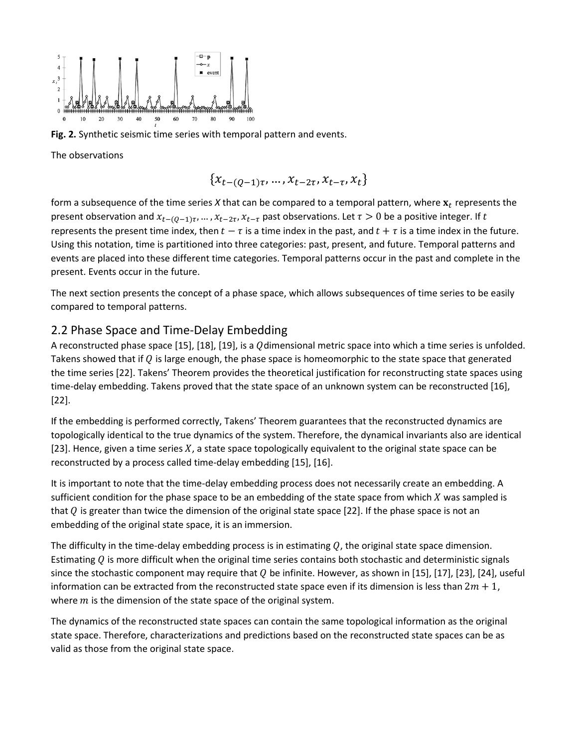Fig. 2. Synthetic seismic time series with temporal pattern and events.

The observations

$$\{x_{t-(Q-1)\tau}, \ldots, x_{t-2\tau}, x_{t-\tau}, x_t\}$$

form a subsequence of the time series *X* that can be compared to a temporal pattern, where $\mathbf{x}_t$ represents the present observation and $x_{t-(Q-1)\tau}, \ldots, x_{t-2\tau}, x_{t-\tau}$ past observations. Let $\tau > 0$ be a positive integer. If $t$ represents the present time index, then $t - \tau$ is a time index in the past, and $t + \tau$ is a time index in the future. Using this notation, time is partitioned into three categories: past, present, and future. Temporal patterns and events are placed into these different time categories. Temporal patterns occur in the past and complete in the present. Events occur in the future.

The next section presents the concept of a phase space, which allows subsequences of time series to be easily compared to temporal patterns.

## 2.2 Phase Space and Time-Delay Embedding

A reconstructed phase space [15], [18], [19], is a $Q$ dimensional metric space into which a time series is unfolded. Takens showed that if $Q$ is large enough, the phase space is homeomorphic to the state space that generated the time series [22]. Takens' Theorem provides the theoretical justification for reconstructing state spaces using time-delay embedding. Takens proved that the state space of an unknown system can be reconstructed [16], [22].

If the embedding is performed correctly, Takens' Theorem guarantees that the reconstructed dynamics are topologically identical to the true dynamics of the system. Therefore, the dynamical invariants also are identical [23]. Hence, given a time series $X$, a state space topologically equivalent to the original state space can be reconstructed by a process called time-delay embedding [15], [16].

It is important to note that the time-delay embedding process does not necessarily create an embedding. A sufficient condition for the phase space to be an embedding of the state space from which $X$ was sampled is that $Q$ is greater than twice the dimension of the original state space [22]. If the phase space is not an embedding of the original state space, it is an immersion.

The difficulty in the time-delay embedding process is in estimating $Q$, the original state space dimension. Estimating $Q$ is more difficult when the original time series contains both stochastic and deterministic signals since the stochastic component may require that $Q$ be infinite. However, as shown in [15], [17], [23], [24], useful information can be extracted from the reconstructed state space even if its dimension is less than $2m + 1$, where $m$ is the dimension of the state space of the original system.

The dynamics of the reconstructed state spaces can contain the same topological information as the original state space. Therefore, characterizations and predictions based on the reconstructed state spaces can be as valid as those from the original state space.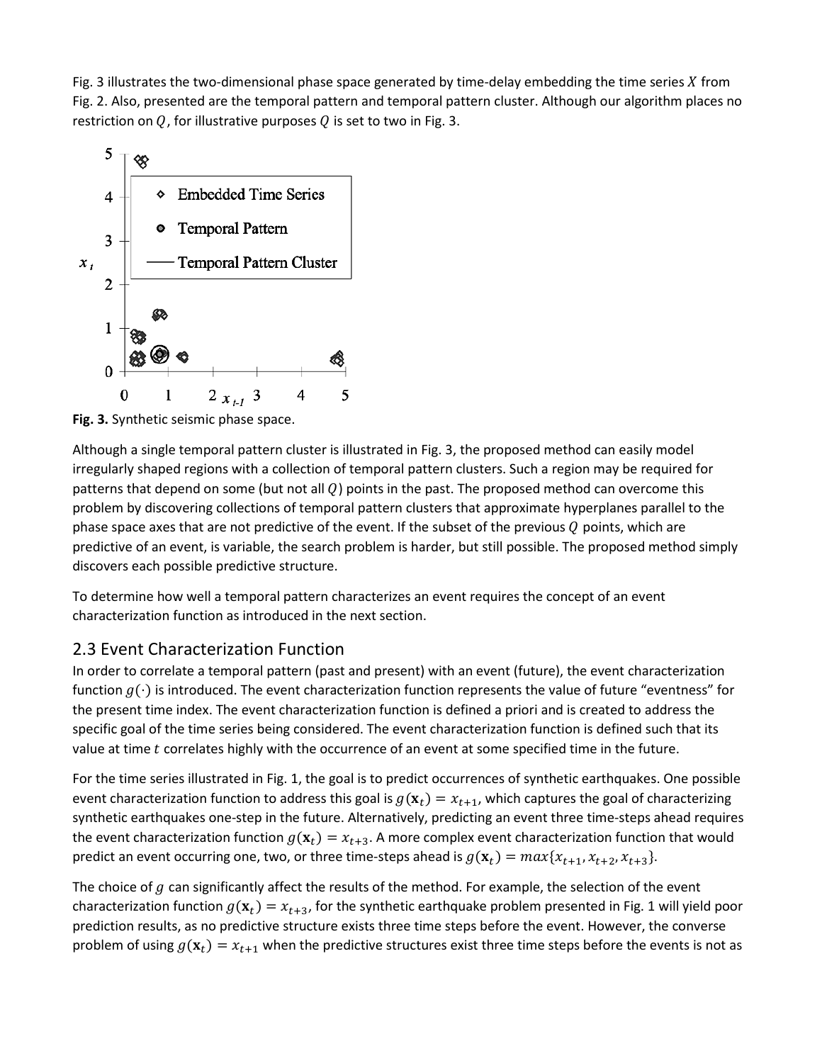Fig. 3 illustrates the two-dimensional phase space generated by time-delay embedding the time series $X$ from Fig. 2. Also, presented are the temporal pattern and temporal pattern cluster. Although our algorithm places no restriction on $Q$, for illustrative purposes $Q$ is set to two in Fig. 3.

**Fig. 3.** Synthetic seismic phase space.

Although a single temporal pattern cluster is illustrated in Fig. 3, the proposed method can easily model irregularly shaped regions with a collection of temporal pattern clusters. Such a region may be required for patterns that depend on some (but not all $Q$) points in the past. The proposed method can overcome this problem by discovering collections of temporal pattern clusters that approximate hyperplanes parallel to the phase space axes that are not predictive of the event. If the subset of the previous $Q$ points, which are predictive of an event, is variable, the search problem is harder, but still possible. The proposed method simply discovers each possible predictive structure.

To determine how well a temporal pattern characterizes an event requires the concept of an event characterization function as introduced in the next section.

## 2.3 Event Characterization Function

In order to correlate a temporal pattern (past and present) with an event (future), the event characterization function $g(\cdot)$ is introduced. The event characterization function represents the value of future "eventness" for the present time index. The event characterization function is defined a priori and is created to address the specific goal of the time series being considered. The event characterization function is defined such that its value at time $t$ correlates highly with the occurrence of an event at some specified time in the future.

For the time series illustrated in Fig. 1, the goal is to predict occurrences of synthetic earthquakes. One possible event characterization function to address this goal is $g(\mathbf{x}_t) = x_{t+1}$, which captures the goal of characterizing synthetic earthquakes one-step in the future. Alternatively, predicting an event three time-steps ahead requires the event characterization function $g(\mathbf{x}_t) = x_{t+3}$. A more complex event characterization function that would predict an event occurring one, two, or three time-steps ahead is $g(\mathbf{x}_t) = max\{x_{t+1}, x_{t+2}, x_{t+3}\}$.

The choice of $g$ can significantly affect the results of the method. For example, the selection of the event characterization function $g(\mathbf{x}_t) = x_{t+3}$, for the synthetic earthquake problem presented in Fig. 1 will yield poor prediction results, as no predictive structure exists three time steps before the event. However, the converse problem of using $g(\mathbf{x}_t) = x_{t+1}$ when the predictive structures exist three time steps before the events is not as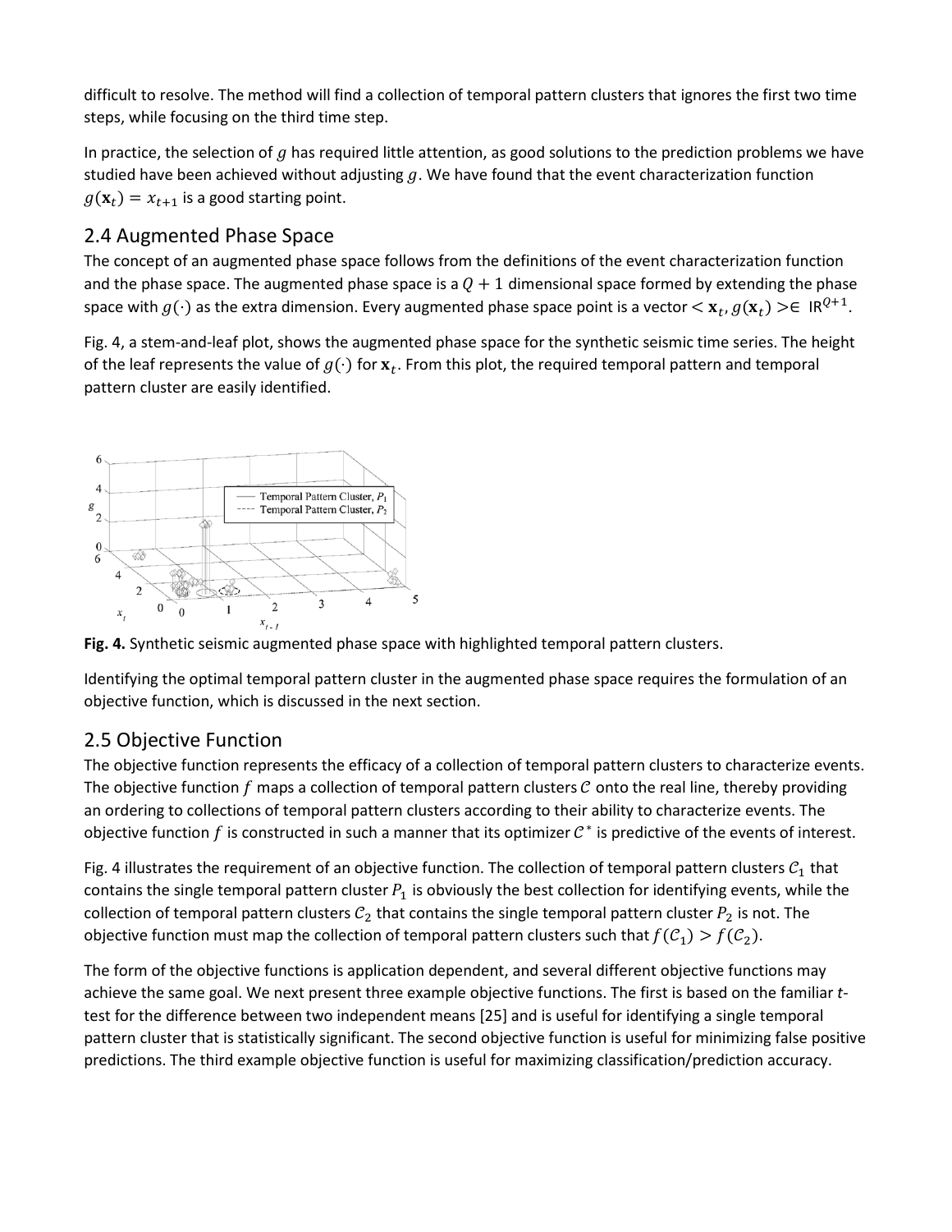difficult to resolve. The method will find a collection of temporal pattern clusters that ignores the first two time steps, while focusing on the third time step.

In practice, the selection of $g$ has required little attention, as good solutions to the prediction problems we have studied have been achieved without adjusting $g$. We have found that the event characterization function $g(\mathbf{x}_t) = x_{t+1}$ is a good starting point.

## 2.4 Augmented Phase Space

The concept of an augmented phase space follows from the definitions of the event characterization function and the phase space. The augmented phase space is a $Q + 1$ dimensional space formed by extending the phase space with $g(\cdot)$ as the extra dimension. Every augmented phase space point is a vector $< \mathbf{x}_t, g(\mathbf{x}_t) > \in \mathrm{IR}^{Q+1}$.

Fig. 4, a stem-and-leaf plot, shows the augmented phase space for the synthetic seismic time series. The height of the leaf represents the value of $g(\cdot)$ for $\mathbf{x}_t$. From this plot, the required temporal pattern and temporal pattern cluster are easily identified.

**Fig. 4.** Synthetic seismic augmented phase space with highlighted temporal pattern clusters.

Identifying the optimal temporal pattern cluster in the augmented phase space requires the formulation of an objective function, which is discussed in the next section.

## 2.5 Objective Function

The objective function represents the efficacy of a collection of temporal pattern clusters to characterize events. The objective function $f$ maps a collection of temporal pattern clusters $\mathcal{C}$ onto the real line, thereby providing an ordering to collections of temporal pattern clusters according to their ability to characterize events. The objective function $f$ is constructed in such a manner that its optimizer $\mathcal{C}^*$ is predictive of the events of interest.

Fig. 4 illustrates the requirement of an objective function. The collection of temporal pattern clusters $\mathcal{C}_1$ that contains the single temporal pattern cluster $P_1$ is obviously the best collection for identifying events, while the collection of temporal pattern clusters $\mathcal{C}_2$ that contains the single temporal pattern cluster $P_2$ is not. The objective function must map the collection of temporal pattern clusters such that $f(\mathcal{C}_1) > f(\mathcal{C}_2)$.

The form of the objective functions is application dependent, and several different objective functions may achieve the same goal. We next present three example objective functions. The first is based on the familiar *t*-test for the difference between two independent means [25] and is useful for identifying a single temporal pattern cluster that is statistically significant. The second objective function is useful for minimizing false positive predictions. The third example objective function is useful for maximizing classification/prediction accuracy.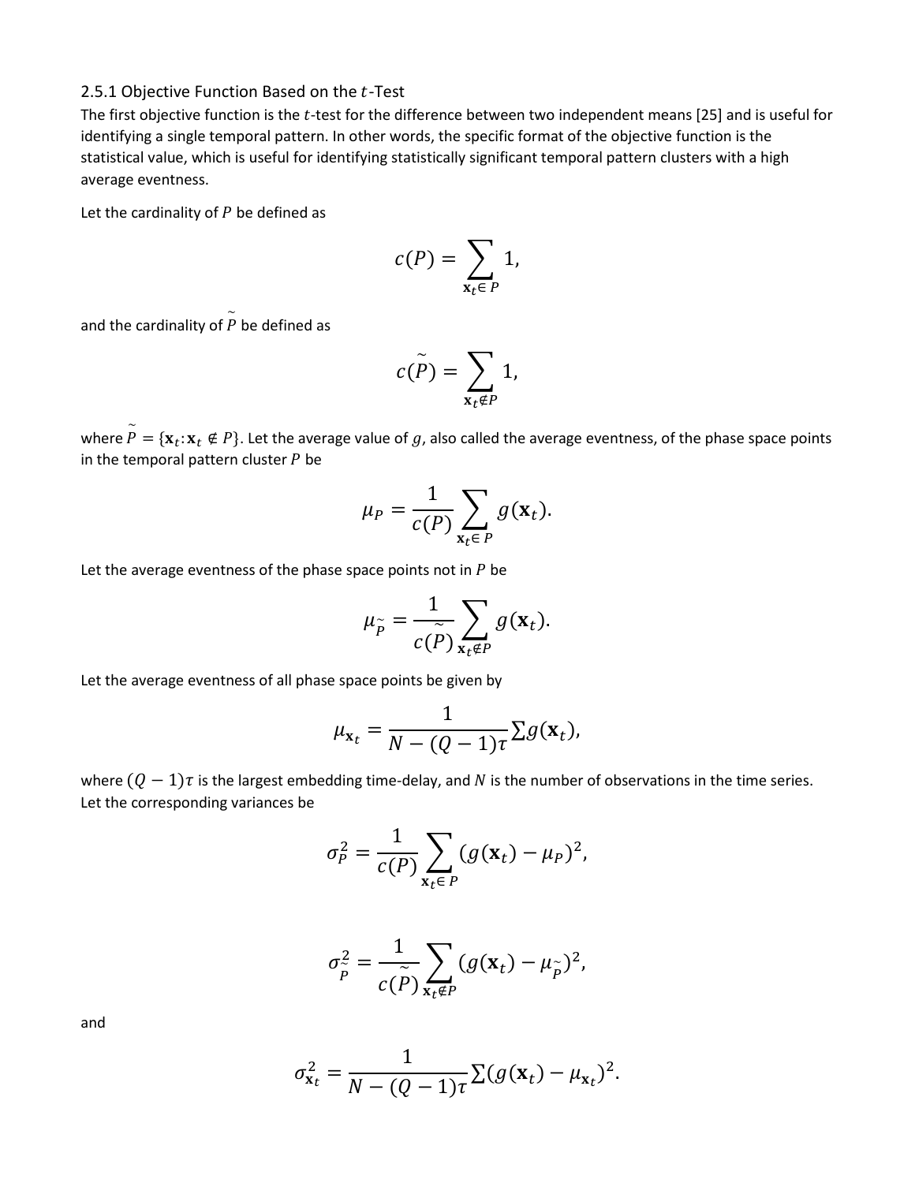### 2.5.1 Objective Function Based on the $t$-Test

The first objective function is the $t$-test for the difference between two independent means [25] and is useful for identifying a single temporal pattern. In other words, the specific format of the objective function is the statistical value, which is useful for identifying statistically significant temporal pattern clusters with a high average eventness.

Let the cardinality of $P$ be defined as

$$c(P) = \sum_{\mathbf{x}_t \in P} 1,$$

and the cardinality of $\tilde{P}$ be defined as

$$c(\tilde{P}) = \sum_{\mathbf{x}_t \notin P} 1,$$

where $\tilde{P} = \{\mathbf{x}_t : \mathbf{x}_t \notin P\}$. Let the average value of $g$, also called the average eventness, of the phase space points in the temporal pattern cluster $P$ be

$$\mu_P = \frac{1}{c(P)} \sum_{\mathbf{x}_t \in P} g(\mathbf{x}_t).$$

Let the average eventness of the phase space points not in $P$ be

$$\mu_{\tilde{P}} = \frac{1}{c(\tilde{P})} \sum_{\mathbf{x}_t \notin P} g(\mathbf{x}_t).$$

Let the average eventness of all phase space points be given by

$$\mu_{\mathbf{x}_t} = \frac{1}{N - (Q-1)\tau} \Sigma g(\mathbf{x}_t),$$

where $(Q-1)\tau$ is the largest embedding time-delay, and $N$ is the number of observations in the time series. Let the corresponding variances be

$$\sigma_P^2 = \frac{1}{c(P)} \sum_{\mathbf{x}_t \in P} (g(\mathbf{x}_t) - \mu_P)^2,$$

$$\sigma_{\tilde{P}}^2 = \frac{1}{c(\tilde{P})} \sum_{\mathbf{x}_t \notin P} (g(\mathbf{x}_t) - \mu_{\tilde{P}})^2,$$

and

$$\sigma_{\mathbf{x}_t}^2 = \frac{1}{N - (Q-1)\tau} \Sigma (g(\mathbf{x}_t) - \mu_{\mathbf{x}_t})^2.$$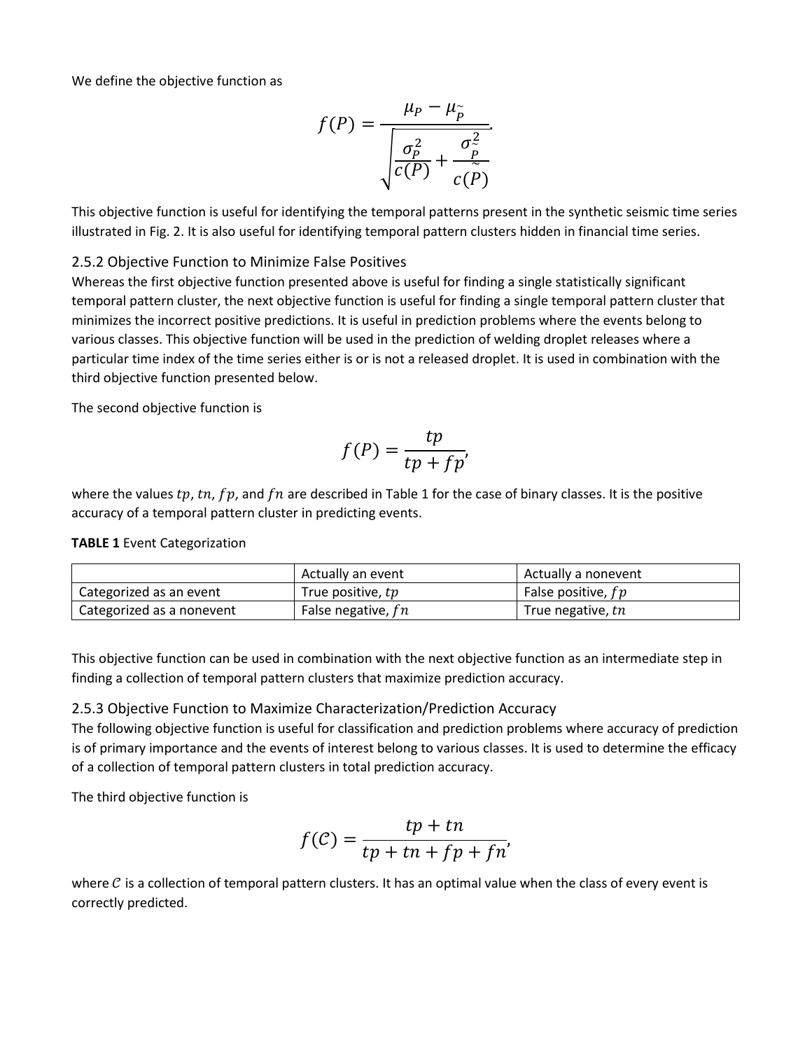We define the objective function as

$$f(P) = \frac{\mu_P - \mu_{\tilde{P}}}{\sqrt{\frac{\sigma_P^2}{c(P)} + \frac{\sigma_{\tilde{P}}^2}{c(\tilde{P})}}}.$$

This objective function is useful for identifying the temporal patterns present in the synthetic seismic time series illustrated in Fig. 2. It is also useful for identifying temporal pattern clusters hidden in financial time series.

### 2.5.2 Objective Function to Minimize False Positives

Whereas the first objective function presented above is useful for finding a single statistically significant temporal pattern cluster, the next objective function is useful for finding a single temporal pattern cluster that minimizes the incorrect positive predictions. It is useful in prediction problems where the events belong to various classes. This objective function will be used in the prediction of welding droplet releases where a particular time index of the time series either is or is not a released droplet. It is used in combination with the third objective function presented below.

The second objective function is

$$f(P) = \frac{tp}{tp + fp},$$

where the values $tp$, $tn$, $fp$, and $fn$ are described in Table 1 for the case of binary classes. It is the positive accuracy of a temporal pattern cluster in predicting events.

**TABLE 1** Event Categorization

| | Actually an event | Actually a nonevent |
|---|---|---|
| Categorized as an event | True positive, $tp$ | False positive, $fp$ |
| Categorized as a nonevent | False negative, $fn$ | True negative, $tn$ |

This objective function can be used in combination with the next objective function as an intermediate step in finding a collection of temporal pattern clusters that maximize prediction accuracy.

### 2.5.3 Objective Function to Maximize Characterization/Prediction Accuracy

The following objective function is useful for classification and prediction problems where accuracy of prediction is of primary importance and the events of interest belong to various classes. It is used to determine the efficacy of a collection of temporal pattern clusters in total prediction accuracy.

The third objective function is

$$f(\mathcal{C}) = \frac{tp + tn}{tp + tn + fp + fn},$$

where $\mathcal{C}$ is a collection of temporal pattern clusters. It has an optimal value when the class of every event is correctly predicted.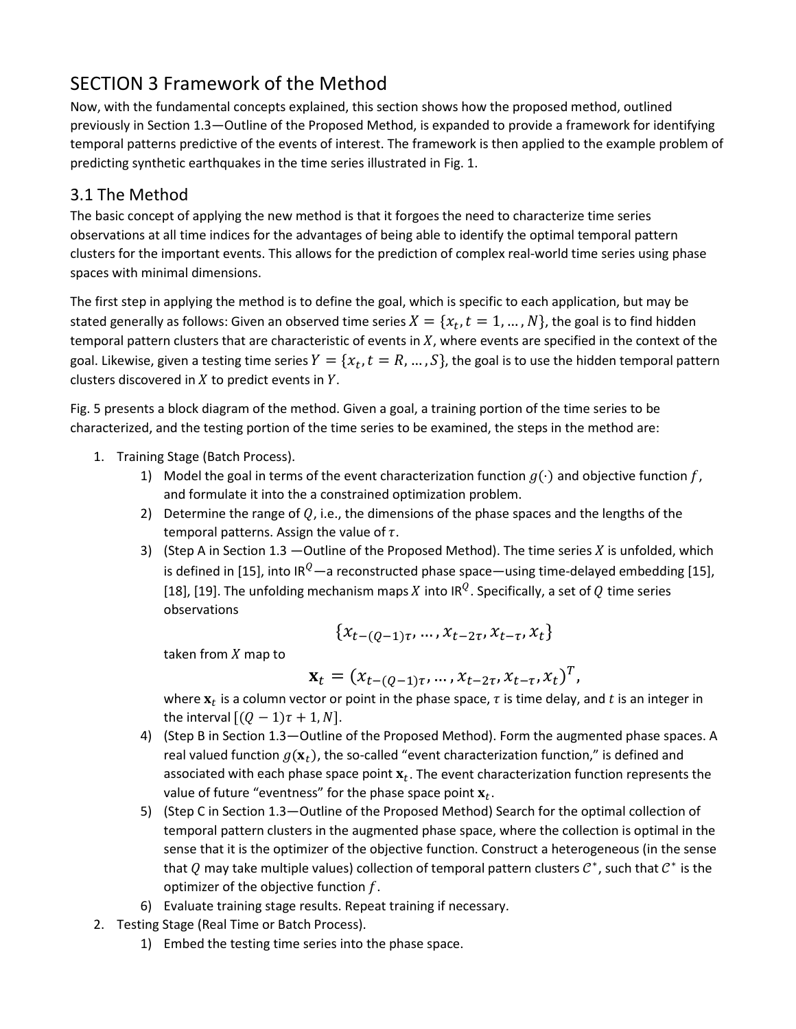# SECTION 3 Framework of the Method

Now, with the fundamental concepts explained, this section shows how the proposed method, outlined previously in Section 1.3—Outline of the Proposed Method, is expanded to provide a framework for identifying temporal patterns predictive of the events of interest. The framework is then applied to the example problem of predicting synthetic earthquakes in the time series illustrated in Fig. 1.

## 3.1 The Method

The basic concept of applying the new method is that it forgoes the need to characterize time series observations at all time indices for the advantages of being able to identify the optimal temporal pattern clusters for the important events. This allows for the prediction of complex real-world time series using phase spaces with minimal dimensions.

The first step in applying the method is to define the goal, which is specific to each application, but may be stated generally as follows: Given an observed time series $X = \{x_t, t = 1, \ldots, N\}$, the goal is to find hidden temporal pattern clusters that are characteristic of events in $X$, where events are specified in the context of the goal. Likewise, given a testing time series $Y = \{x_t, t = R, \ldots, S\}$, the goal is to use the hidden temporal pattern clusters discovered in $X$ to predict events in $Y$.

Fig. 5 presents a block diagram of the method. Given a goal, a training portion of the time series to be characterized, and the testing portion of the time series to be examined, the steps in the method are:

1. Training Stage (Batch Process).
    1) Model the goal in terms of the event characterization function $g(\cdot)$ and objective function $f$, and formulate it into the a constrained optimization problem.
    2) Determine the range of $Q$, i.e., the dimensions of the phase spaces and the lengths of the temporal patterns. Assign the value of $\tau$.
    3) (Step A in Section 1.3 —Outline of the Proposed Method). The time series $X$ is unfolded, which is defined in [15], into $\mathrm{IR}^Q$—a reconstructed phase space—using time-delayed embedding [15], [18], [19]. The unfolding mechanism maps $X$ into $\mathrm{IR}^Q$. Specifically, a set of $Q$ time series observations

    $$\{x_{t-(Q-1)\tau}, \ldots, x_{t-2\tau}, x_{t-\tau}, x_t\}$$

    taken from $X$ map to

    $$\mathbf{x}_t = (x_{t-(Q-1)\tau}, \ldots, x_{t-2\tau}, x_{t-\tau}, x_t)^T,$$

    where $\mathbf{x}_t$ is a column vector or point in the phase space, $\tau$ is time delay, and $t$ is an integer in the interval $[(Q-1)\tau + 1, N]$.
    4) (Step B in Section 1.3—Outline of the Proposed Method). Form the augmented phase spaces. A real valued function $g(\mathbf{x}_t)$, the so-called "event characterization function," is defined and associated with each phase space point $\mathbf{x}_t$. The event characterization function represents the value of future "eventness" for the phase space point $\mathbf{x}_t$.
    5) (Step C in Section 1.3—Outline of the Proposed Method) Search for the optimal collection of temporal pattern clusters in the augmented phase space, where the collection is optimal in the sense that it is the optimizer of the objective function. Construct a heterogeneous (in the sense that $Q$ may take multiple values) collection of temporal pattern clusters $\mathcal{C}^*$, such that $\mathcal{C}^*$ is the optimizer of the objective function $f$.
    6) Evaluate training stage results. Repeat training if necessary.
2. Testing Stage (Real Time or Batch Process).
    1) Embed the testing time series into the phase space.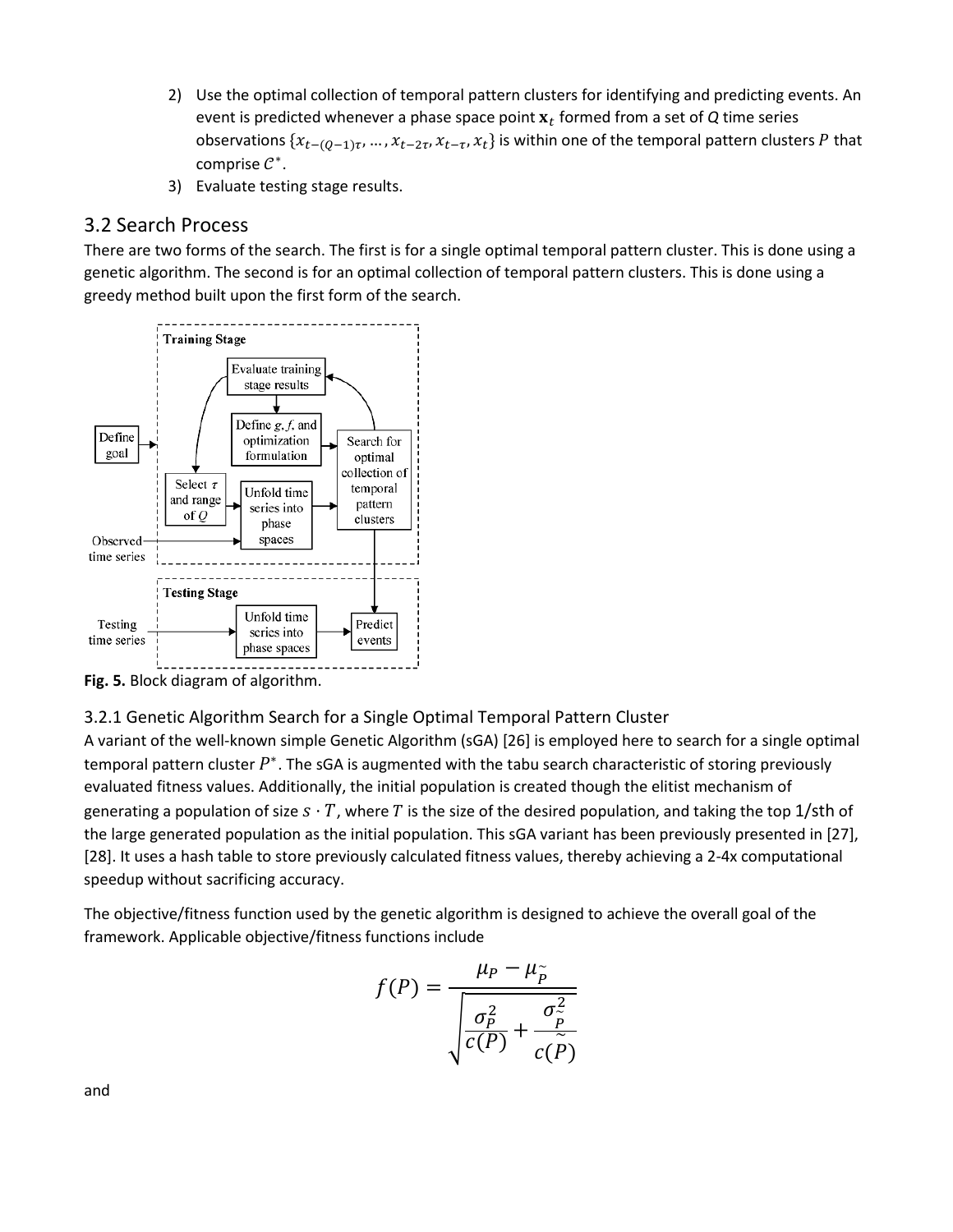2) Use the optimal collection of temporal pattern clusters for identifying and predicting events. An event is predicted whenever a phase space point $\mathbf{x}_t$ formed from a set of $Q$ time series observations $\{x_{t-(Q-1)\tau}, \dots, x_{t-2\tau}, x_{t-\tau}, x_t\}$ is within one of the temporal pattern clusters $P$ that comprise $\mathcal{C}^*$.
3) Evaluate testing stage results.

## 3.2 Search Process

There are two forms of the search. The first is for a single optimal temporal pattern cluster. This is done using a genetic algorithm. The second is for an optimal collection of temporal pattern clusters. This is done using a greedy method built upon the first form of the search.

**Fig. 5.** Block diagram of algorithm.

### 3.2.1 Genetic Algorithm Search for a Single Optimal Temporal Pattern Cluster

A variant of the well-known simple Genetic Algorithm (sGA) [26] is employed here to search for a single optimal temporal pattern cluster $P^*$. The sGA is augmented with the tabu search characteristic of storing previously evaluated fitness values. Additionally, the initial population is created though the elitist mechanism of generating a population of size $s \cdot T$, where $T$ is the size of the desired population, and taking the top 1/$s$th of the large generated population as the initial population. This sGA variant has been previously presented in [27], [28]. It uses a hash table to store previously calculated fitness values, thereby achieving a 2-4x computational speedup without sacrificing accuracy.

The objective/fitness function used by the genetic algorithm is designed to achieve the overall goal of the framework. Applicable objective/fitness functions include

$$f(P) = \frac{\mu_P - \mu_{\tilde{P}}}{\sqrt{\dfrac{\sigma_P^2}{c(P)} + \dfrac{\sigma_{\tilde{P}}^2}{c(\tilde{P})}}}$$

and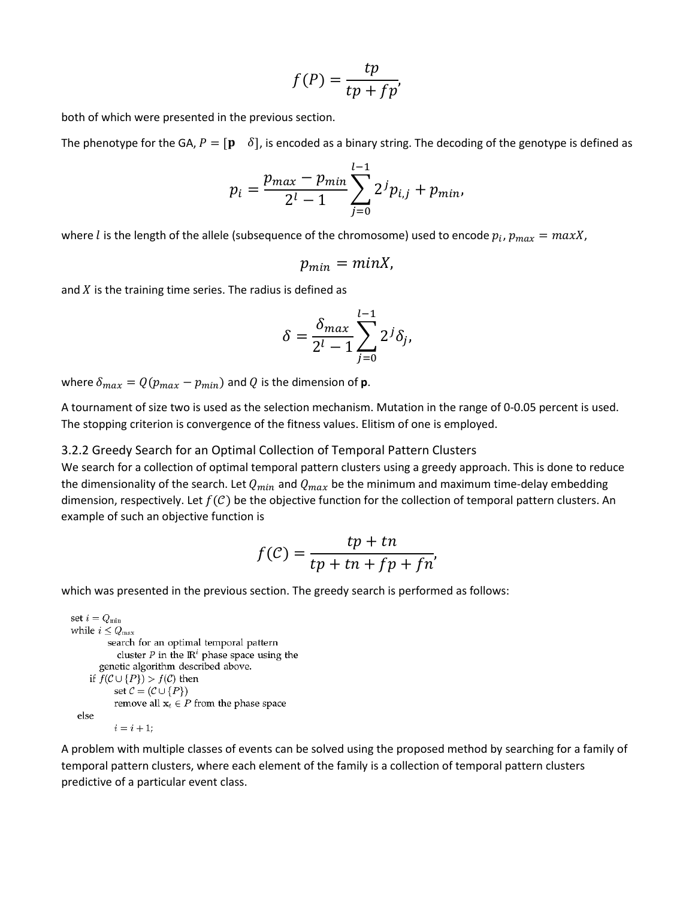$$f(P) = \frac{tp}{tp + fp},$$

both of which were presented in the previous section.

The phenotype for the GA, $P = [\mathbf{p} \quad \delta]$, is encoded as a binary string. The decoding of the genotype is defined as

$$p_i = \frac{p_{max} - p_{min}}{2^l - 1} \sum_{j=0}^{l-1} 2^j p_{i,j} + p_{min},$$

where $l$ is the length of the allele (subsequence of the chromosome) used to encode $p_i$, $p_{max} = maxX$,

$$p_{min} = minX,$$

and $X$ is the training time series. The radius is defined as

$$\delta = \frac{\delta_{max}}{2^l - 1} \sum_{j=0}^{l-1} 2^j \delta_j,$$

where $\delta_{max} = Q(p_{max} - p_{min})$ and $Q$ is the dimension of **p**.

A tournament of size two is used as the selection mechanism. Mutation in the range of 0-0.05 percent is used. The stopping criterion is convergence of the fitness values. Elitism of one is employed.

### 3.2.2 Greedy Search for an Optimal Collection of Temporal Pattern Clusters

We search for a collection of optimal temporal pattern clusters using a greedy approach. This is done to reduce the dimensionality of the search. Let $Q_{min}$ and $Q_{max}$ be the minimum and maximum time-delay embedding dimension, respectively. Let $f(\mathcal{C})$ be the objective function for the collection of temporal pattern clusters. An example of such an objective function is

$$f(\mathcal{C}) = \frac{tp + tn}{tp + tn + fp + fn},$$

which was presented in the previous section. The greedy search is performed as follows:

```
set i = Q_min
while i ≤ Q_max
        search for an optimal temporal pattern
          cluster P in the IR^i phase space using the
      genetic algorithm described above.
    if f(C ∪ {P}) > f(C) then
        set C = (C ∪ {P})
        remove all x_t ∈ P from the phase space
  else
        i = i + 1;
```

A problem with multiple classes of events can be solved using the proposed method by searching for a family of temporal pattern clusters, where each element of the family is a collection of temporal pattern clusters predictive of a particular event class.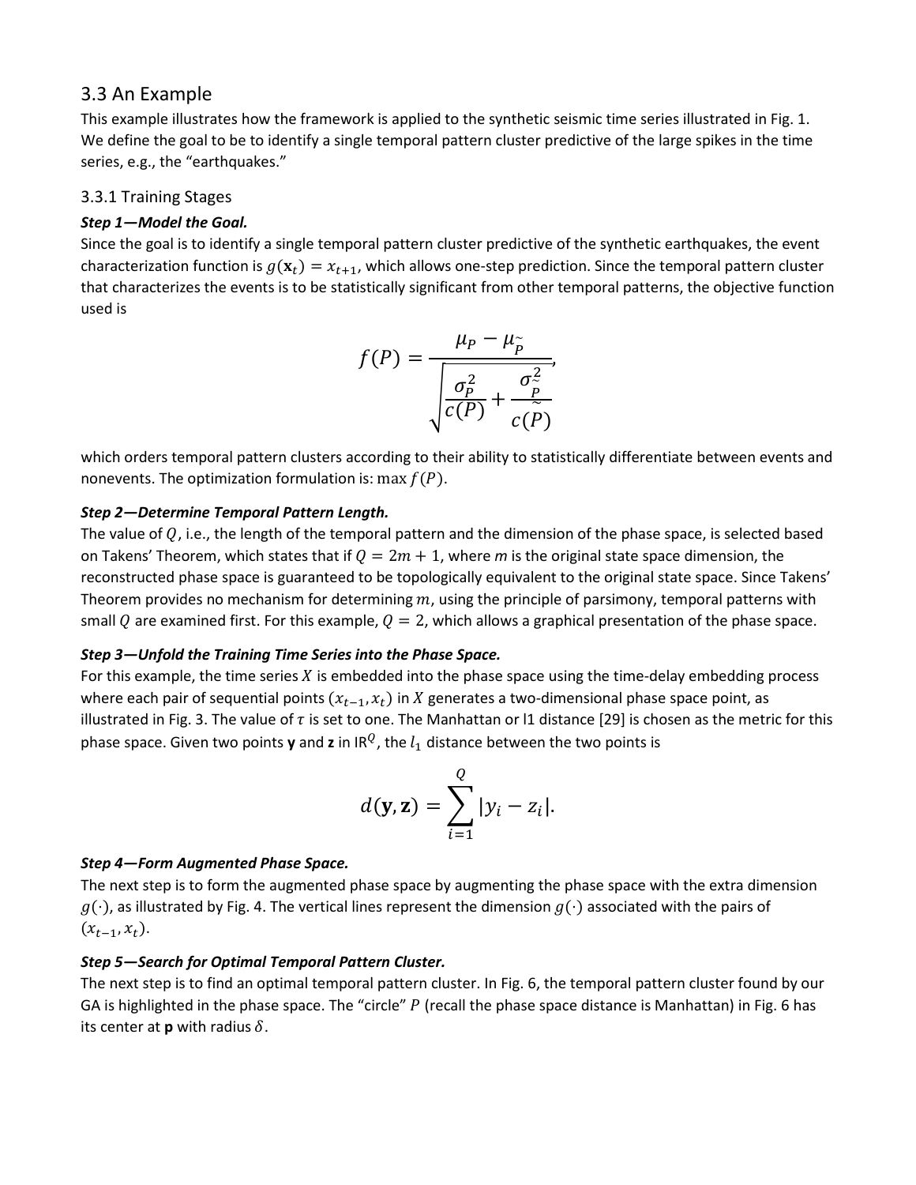## 3.3 An Example

This example illustrates how the framework is applied to the synthetic seismic time series illustrated in Fig. 1. We define the goal to be to identify a single temporal pattern cluster predictive of the large spikes in the time series, e.g., the "earthquakes."

### 3.3.1 Training Stages

***Step 1—Model the Goal.***

Since the goal is to identify a single temporal pattern cluster predictive of the synthetic earthquakes, the event characterization function is $g(\mathbf{x}_t) = x_{t+1}$, which allows one-step prediction. Since the temporal pattern cluster that characterizes the events is to be statistically significant from other temporal patterns, the objective function used is

$$f(P) = \frac{\mu_P - \mu_{\tilde{P}}}{\sqrt{\frac{\sigma_P^2}{c(P)} + \frac{\sigma_{\tilde{P}}^2}{c(\tilde{P})}}},$$

which orders temporal pattern clusters according to their ability to statistically differentiate between events and nonevents. The optimization formulation is: $\max f(P)$.

***Step 2—Determine Temporal Pattern Length.***

The value of $Q$, i.e., the length of the temporal pattern and the dimension of the phase space, is selected based on Takens' Theorem, which states that if $Q = 2m + 1$, where $m$ is the original state space dimension, the reconstructed phase space is guaranteed to be topologically equivalent to the original state space. Since Takens' Theorem provides no mechanism for determining $m$, using the principle of parsimony, temporal patterns with small $Q$ are examined first. For this example, $Q = 2$, which allows a graphical presentation of the phase space.

***Step 3—Unfold the Training Time Series into the Phase Space.***

For this example, the time series $X$ is embedded into the phase space using the time-delay embedding process where each pair of sequential points $(x_{t-1}, x_t)$ in $X$ generates a two-dimensional phase space point, as illustrated in Fig. 3. The value of $\tau$ is set to one. The Manhattan or l1 distance [29] is chosen as the metric for this phase space. Given two points $\mathbf{y}$ and $\mathbf{z}$ in $\mathrm{IR}^Q$, the $l_1$ distance between the two points is

$$d(\mathbf{y}, \mathbf{z}) = \sum_{i=1}^{Q} |y_i - z_i|.$$

***Step 4—Form Augmented Phase Space.***

The next step is to form the augmented phase space by augmenting the phase space with the extra dimension $g(\cdot)$, as illustrated by Fig. 4. The vertical lines represent the dimension $g(\cdot)$ associated with the pairs of $(x_{t-1}, x_t)$.

***Step 5—Search for Optimal Temporal Pattern Cluster.***

The next step is to find an optimal temporal pattern cluster. In Fig. 6, the temporal pattern cluster found by our GA is highlighted in the phase space. The "circle" $P$ (recall the phase space distance is Manhattan) in Fig. 6 has its center at $\mathbf{p}$ with radius $\delta$.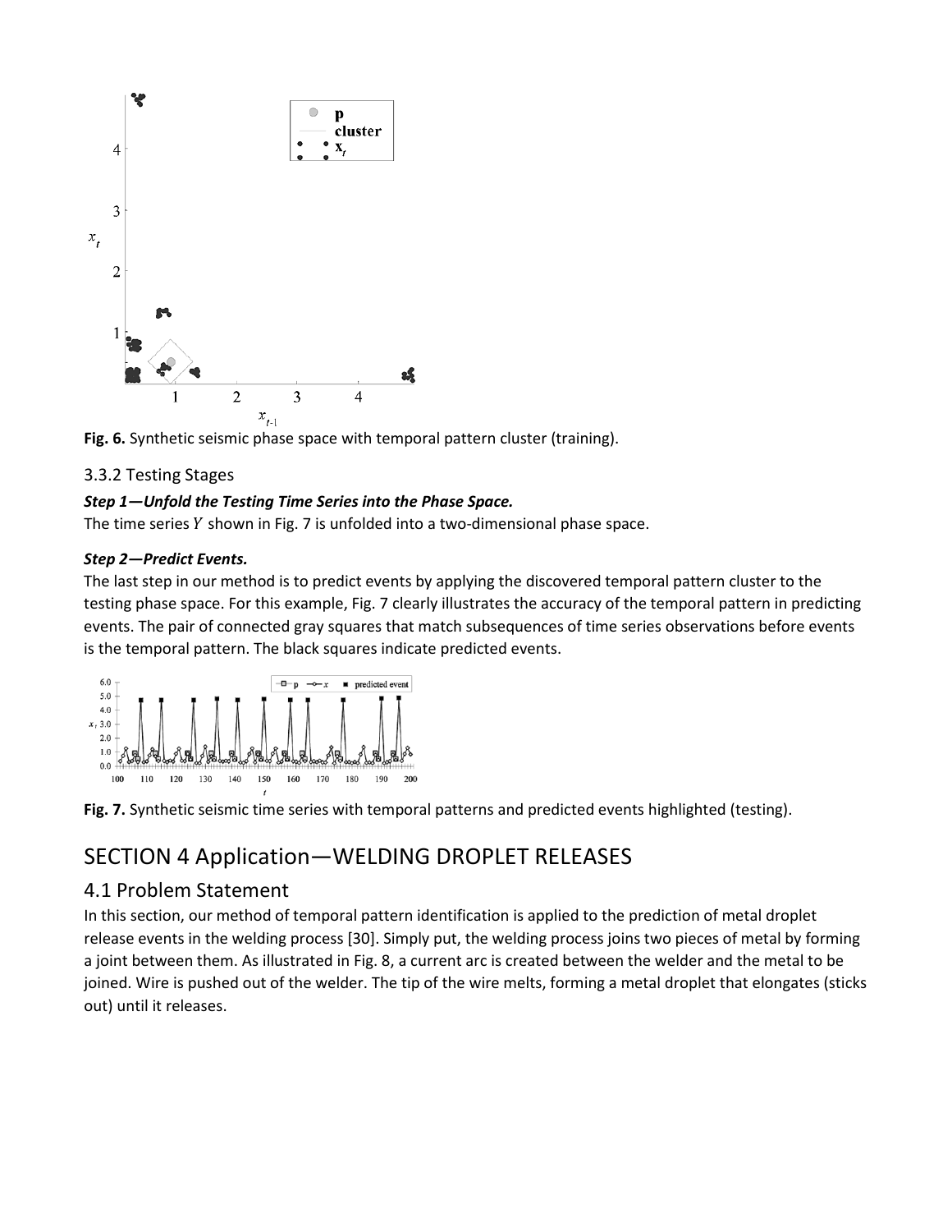**Fig. 6.** Synthetic seismic phase space with temporal pattern cluster (training).

### 3.3.2 Testing Stages

***Step 1—Unfold the Testing Time Series into the Phase Space.***

The time series $Y$ shown in Fig. 7 is unfolded into a two-dimensional phase space.

***Step 2—Predict Events.***

The last step in our method is to predict events by applying the discovered temporal pattern cluster to the testing phase space. For this example, Fig. 7 clearly illustrates the accuracy of the temporal pattern in predicting events. The pair of connected gray squares that match subsequences of time series observations before events is the temporal pattern. The black squares indicate predicted events.

**Fig. 7.** Synthetic seismic time series with temporal patterns and predicted events highlighted (testing).

# SECTION 4 Application—WELDING DROPLET RELEASES

## 4.1 Problem Statement

In this section, our method of temporal pattern identification is applied to the prediction of metal droplet release events in the welding process [30]. Simply put, the welding process joins two pieces of metal by forming a joint between them. As illustrated in Fig. 8, a current arc is created between the welder and the metal to be joined. Wire is pushed out of the welder. The tip of the wire melts, forming a metal droplet that elongates (sticks out) until it releases.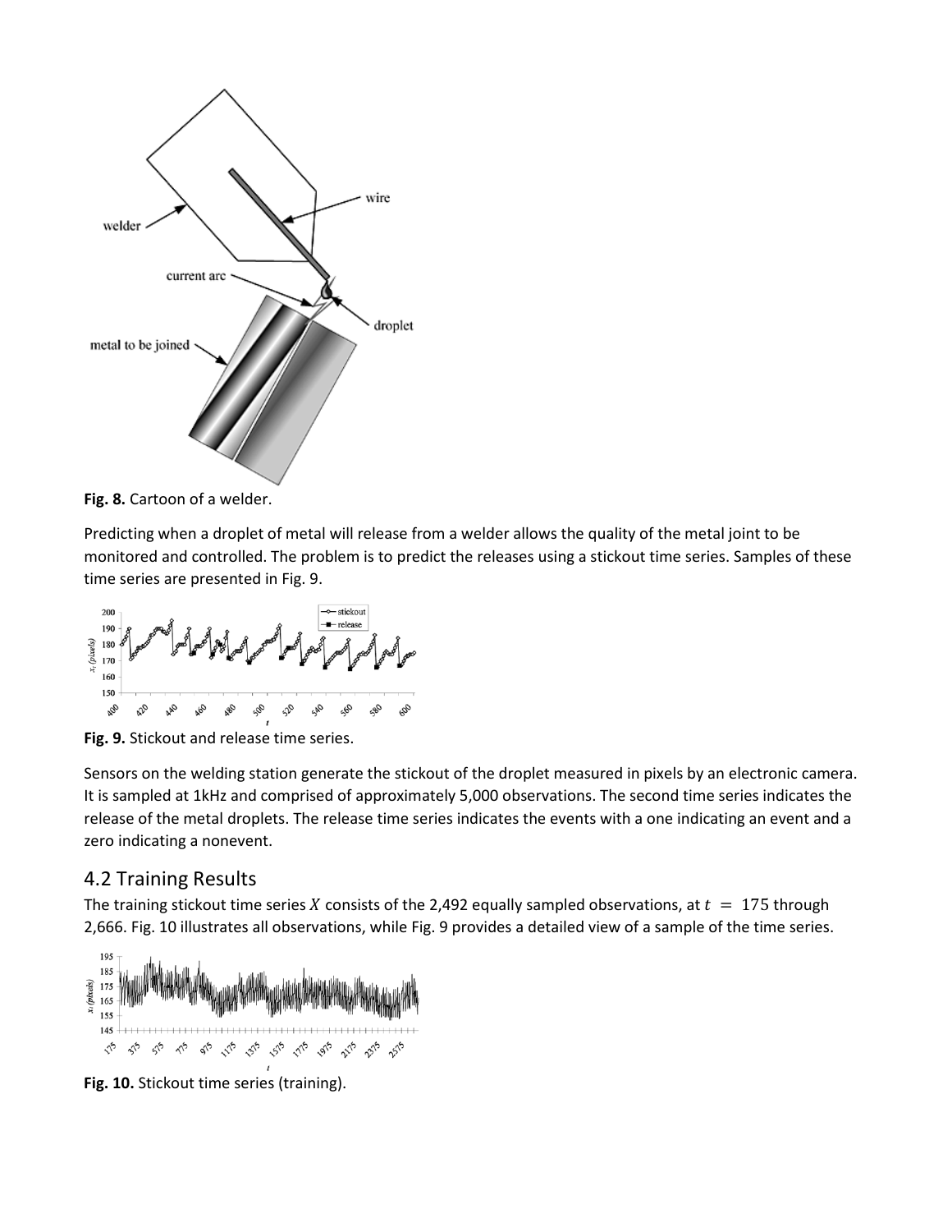**Fig. 8.** Cartoon of a welder.

Predicting when a droplet of metal will release from a welder allows the quality of the metal joint to be monitored and controlled. The problem is to predict the releases using a stickout time series. Samples of these time series are presented in Fig. 9.

**Fig. 9.** Stickout and release time series.

Sensors on the welding station generate the stickout of the droplet measured in pixels by an electronic camera. It is sampled at 1kHz and comprised of approximately 5,000 observations. The second time series indicates the release of the metal droplets. The release time series indicates the events with a one indicating an event and a zero indicating a nonevent.

## 4.2 Training Results

The training stickout time series $X$ consists of the 2,492 equally sampled observations, at $t = 175$ through 2,666. Fig. 10 illustrates all observations, while Fig. 9 provides a detailed view of a sample of the time series.

**Fig. 10.** Stickout time series (training).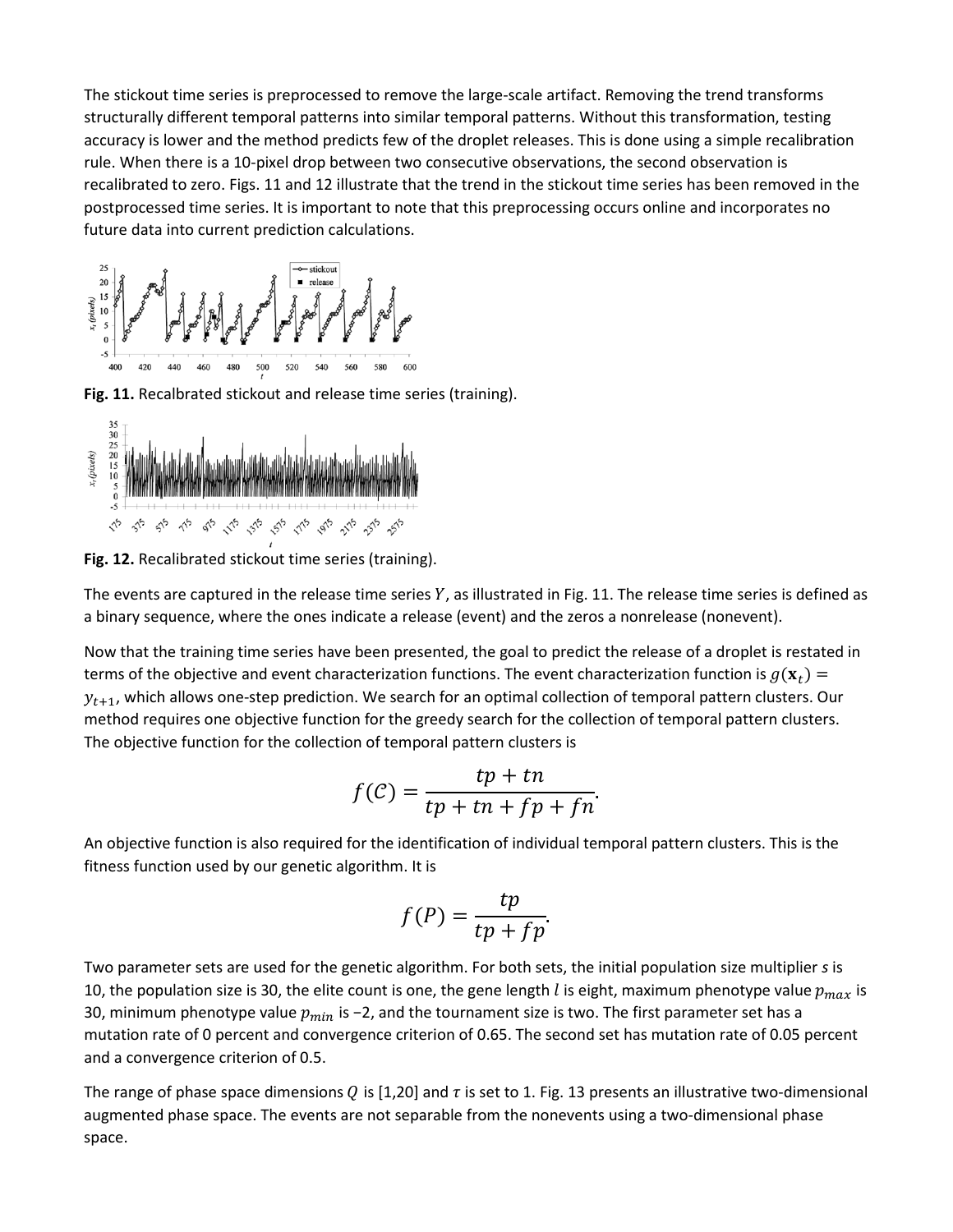The stickout time series is preprocessed to remove the large-scale artifact. Removing the trend transforms structurally different temporal patterns into similar temporal patterns. Without this transformation, testing accuracy is lower and the method predicts few of the droplet releases. This is done using a simple recalibration rule. When there is a 10-pixel drop between two consecutive observations, the second observation is recalibrated to zero. Figs. 11 and 12 illustrate that the trend in the stickout time series has been removed in the postprocessed time series. It is important to note that this preprocessing occurs online and incorporates no future data into current prediction calculations.

**Fig. 11.** Recalbrated stickout and release time series (training).

**Fig. 12.** Recalibrated stickout time series (training).

The events are captured in the release time series $Y$, as illustrated in Fig. 11. The release time series is defined as a binary sequence, where the ones indicate a release (event) and the zeros a nonrelease (nonevent).

Now that the training time series have been presented, the goal to predict the release of a droplet is restated in terms of the objective and event characterization functions. The event characterization function is $g(\mathbf{x}_t) = y_{t+1}$, which allows one-step prediction. We search for an optimal collection of temporal pattern clusters. Our method requires one objective function for the greedy search for the collection of temporal pattern clusters. The objective function for the collection of temporal pattern clusters is

$$f(\mathcal{C}) = \frac{tp + tn}{tp + tn + fp + fn}.$$

An objective function is also required for the identification of individual temporal pattern clusters. This is the fitness function used by our genetic algorithm. It is

$$f(P) = \frac{tp}{tp + fp}.$$

Two parameter sets are used for the genetic algorithm. For both sets, the initial population size multiplier $s$ is 10, the population size is 30, the elite count is one, the gene length $l$ is eight, maximum phenotype value $p_{max}$ is 30, minimum phenotype value $p_{min}$ is −2, and the tournament size is two. The first parameter set has a mutation rate of 0 percent and convergence criterion of 0.65. The second set has mutation rate of 0.05 percent and a convergence criterion of 0.5.

The range of phase space dimensions $Q$ is [1,20] and $\tau$ is set to 1. Fig. 13 presents an illustrative two-dimensional augmented phase space. The events are not separable from the nonevents using a two-dimensional phase space.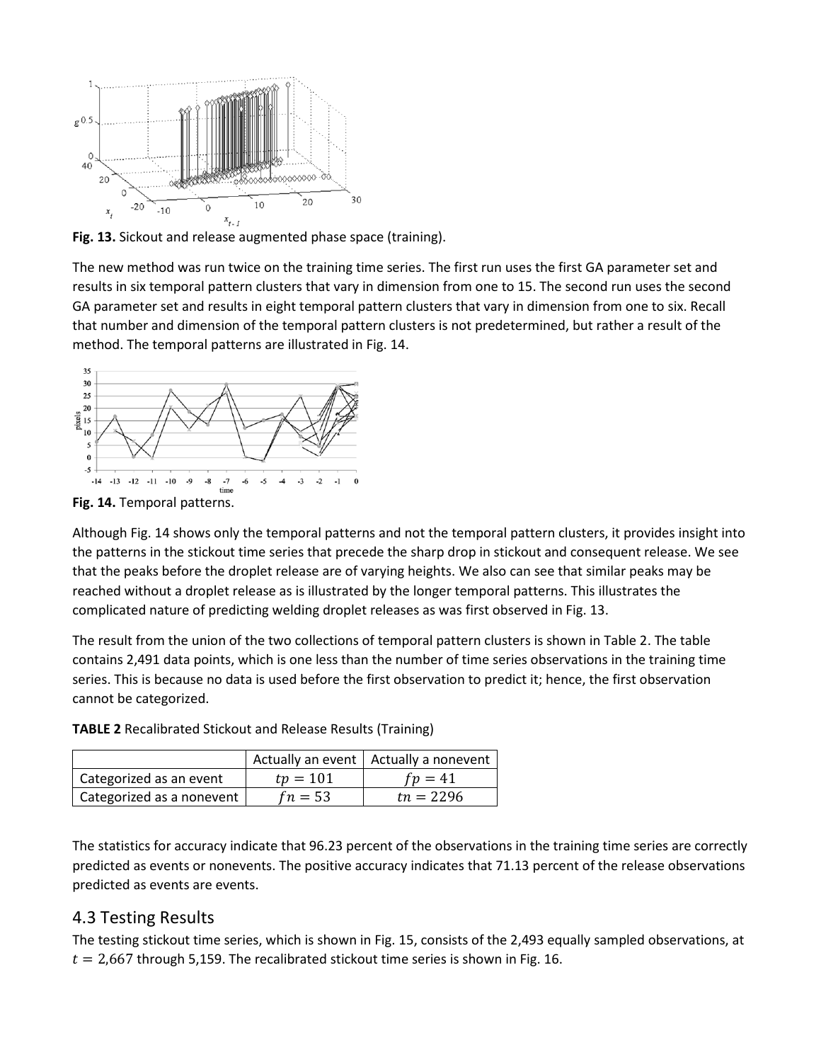**Fig. 13.** Sickout and release augmented phase space (training).

The new method was run twice on the training time series. The first run uses the first GA parameter set and results in six temporal pattern clusters that vary in dimension from one to 15. The second run uses the second GA parameter set and results in eight temporal pattern clusters that vary in dimension from one to six. Recall that number and dimension of the temporal pattern clusters is not predetermined, but rather a result of the method. The temporal patterns are illustrated in Fig. 14.

**Fig. 14.** Temporal patterns.

Although Fig. 14 shows only the temporal patterns and not the temporal pattern clusters, it provides insight into the patterns in the stickout time series that precede the sharp drop in stickout and consequent release. We see that the peaks before the droplet release are of varying heights. We also can see that similar peaks may be reached without a droplet release as is illustrated by the longer temporal patterns. This illustrates the complicated nature of predicting welding droplet releases as was first observed in Fig. 13.

The result from the union of the two collections of temporal pattern clusters is shown in Table 2. The table contains 2,491 data points, which is one less than the number of time series observations in the training time series. This is because no data is used before the first observation to predict it; hence, the first observation cannot be categorized.

**TABLE 2** Recalibrated Stickout and Release Results (Training)

| | Actually an event | Actually a nonevent |
|---|---|---|
| Categorized as an event | $tp = 101$ | $fp = 41$ |
| Categorized as a nonevent | $fn = 53$ | $tn = 2296$ |

The statistics for accuracy indicate that 96.23 percent of the observations in the training time series are correctly predicted as events or nonevents. The positive accuracy indicates that 71.13 percent of the release observations predicted as events are events.

## 4.3 Testing Results

The testing stickout time series, which is shown in Fig. 15, consists of the 2,493 equally sampled observations, at $t = 2{,}667$ through 5,159. The recalibrated stickout time series is shown in Fig. 16.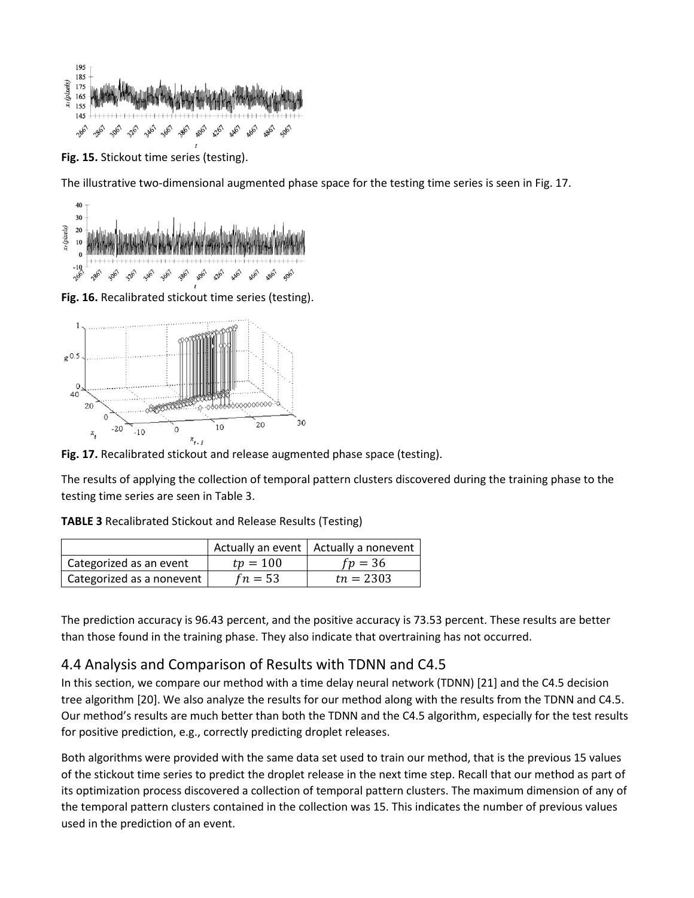Fig. 15. Stickout time series (testing).

The illustrative two-dimensional augmented phase space for the testing time series is seen in Fig. 17.

Fig. 16. Recalibrated stickout time series (testing).

Fig. 17. Recalibrated stickout and release augmented phase space (testing).

The results of applying the collection of temporal pattern clusters discovered during the training phase to the testing time series are seen in Table 3.

**TABLE 3** Recalibrated Stickout and Release Results (Testing)

| | Actually an event | Actually a nonevent |
|---|---|---|
| Categorized as an event | $tp = 100$ | $fp = 36$ |
| Categorized as a nonevent | $fn = 53$ | $tn = 2303$ |

The prediction accuracy is 96.43 percent, and the positive accuracy is 73.53 percent. These results are better than those found in the training phase. They also indicate that overtraining has not occurred.

## 4.4 Analysis and Comparison of Results with TDNN and C4.5

In this section, we compare our method with a time delay neural network (TDNN) [21] and the C4.5 decision tree algorithm [20]. We also analyze the results for our method along with the results from the TDNN and C4.5. Our method's results are much better than both the TDNN and the C4.5 algorithm, especially for the test results for positive prediction, e.g., correctly predicting droplet releases.

Both algorithms were provided with the same data set used to train our method, that is the previous 15 values of the stickout time series to predict the droplet release in the next time step. Recall that our method as part of its optimization process discovered a collection of temporal pattern clusters. The maximum dimension of any of the temporal pattern clusters contained in the collection was 15. This indicates the number of previous values used in the prediction of an event.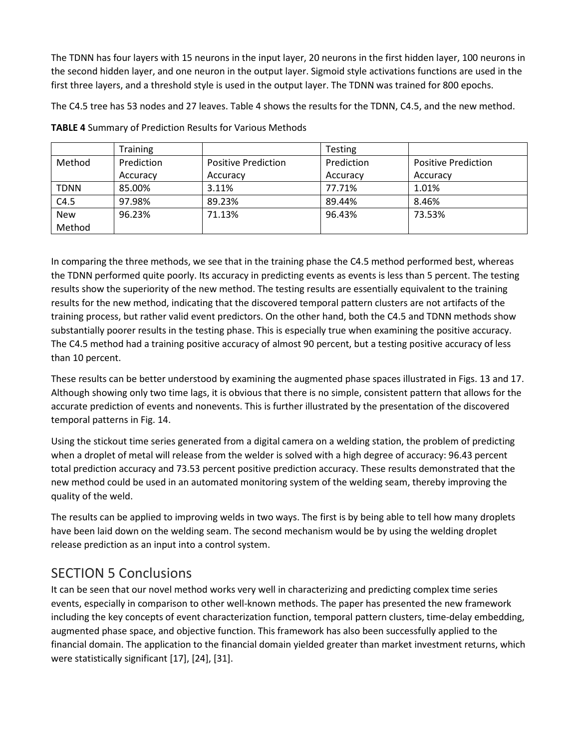The TDNN has four layers with 15 neurons in the input layer, 20 neurons in the first hidden layer, 100 neurons in the second hidden layer, and one neuron in the output layer. Sigmoid style activations functions are used in the first three layers, and a threshold style is used in the output layer. The TDNN was trained for 800 epochs.

The C4.5 tree has 53 nodes and 27 leaves. Table 4 shows the results for the TDNN, C4.5, and the new method.

**TABLE 4** Summary of Prediction Results for Various Methods

| | Training | | Testing | |
|---|---|---|---|---|
| Method | Prediction Accuracy | Positive Prediction Accuracy | Prediction Accuracy | Positive Prediction Accuracy |
| TDNN | 85.00% | 3.11% | 77.71% | 1.01% |
| C4.5 | 97.98% | 89.23% | 89.44% | 8.46% |
| New Method | 96.23% | 71.13% | 96.43% | 73.53% |

In comparing the three methods, we see that in the training phase the C4.5 method performed best, whereas the TDNN performed quite poorly. Its accuracy in predicting events as events is less than 5 percent. The testing results show the superiority of the new method. The testing results are essentially equivalent to the training results for the new method, indicating that the discovered temporal pattern clusters are not artifacts of the training process, but rather valid event predictors. On the other hand, both the C4.5 and TDNN methods show substantially poorer results in the testing phase. This is especially true when examining the positive accuracy. The C4.5 method had a training positive accuracy of almost 90 percent, but a testing positive accuracy of less than 10 percent.

These results can be better understood by examining the augmented phase spaces illustrated in Figs. 13 and 17. Although showing only two time lags, it is obvious that there is no simple, consistent pattern that allows for the accurate prediction of events and nonevents. This is further illustrated by the presentation of the discovered temporal patterns in Fig. 14.

Using the stickout time series generated from a digital camera on a welding station, the problem of predicting when a droplet of metal will release from the welder is solved with a high degree of accuracy: 96.43 percent total prediction accuracy and 73.53 percent positive prediction accuracy. These results demonstrated that the new method could be used in an automated monitoring system of the welding seam, thereby improving the quality of the weld.

The results can be applied to improving welds in two ways. The first is by being able to tell how many droplets have been laid down on the welding seam. The second mechanism would be by using the welding droplet release prediction as an input into a control system.

## SECTION 5 Conclusions

It can be seen that our novel method works very well in characterizing and predicting complex time series events, especially in comparison to other well-known methods. The paper has presented the new framework including the key concepts of event characterization function, temporal pattern clusters, time-delay embedding, augmented phase space, and objective function. This framework has also been successfully applied to the financial domain. The application to the financial domain yielded greater than market investment returns, which were statistically significant [17], [24], [31].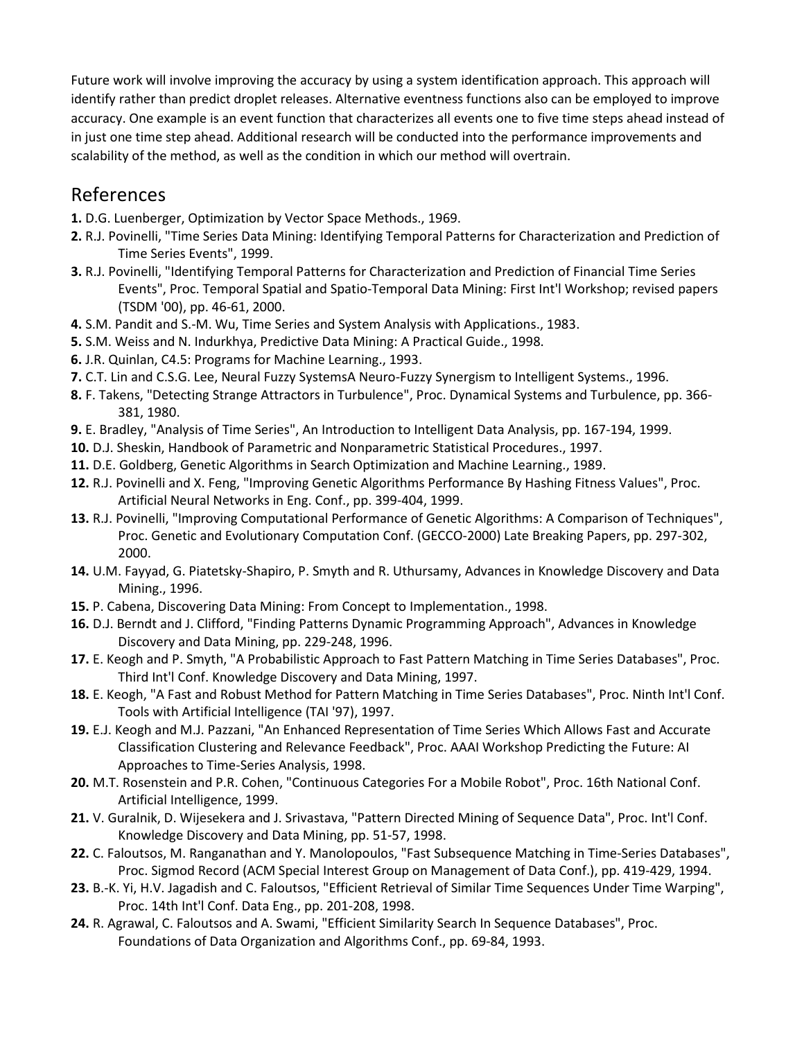Future work will involve improving the accuracy by using a system identification approach. This approach will identify rather than predict droplet releases. Alternative eventness functions also can be employed to improve accuracy. One example is an event function that characterizes all events one to five time steps ahead instead of in just one time step ahead. Additional research will be conducted into the performance improvements and scalability of the method, as well as the condition in which our method will overtrain.

## References

**1.** D.G. Luenberger, Optimization by Vector Space Methods., 1969.

**2.** R.J. Povinelli, "Time Series Data Mining: Identifying Temporal Patterns for Characterization and Prediction of Time Series Events", 1999.

**3.** R.J. Povinelli, "Identifying Temporal Patterns for Characterization and Prediction of Financial Time Series Events", Proc. Temporal Spatial and Spatio-Temporal Data Mining: First Int'l Workshop; revised papers (TSDM '00), pp. 46-61, 2000.

**4.** S.M. Pandit and S.-M. Wu, Time Series and System Analysis with Applications., 1983.

**5.** S.M. Weiss and N. Indurkhya, Predictive Data Mining: A Practical Guide., 1998.

**6.** J.R. Quinlan, C4.5: Programs for Machine Learning., 1993.

**7.** C.T. Lin and C.S.G. Lee, Neural Fuzzy SystemsA Neuro-Fuzzy Synergism to Intelligent Systems., 1996.

**8.** F. Takens, "Detecting Strange Attractors in Turbulence", Proc. Dynamical Systems and Turbulence, pp. 366-381, 1980.

**9.** E. Bradley, "Analysis of Time Series", An Introduction to Intelligent Data Analysis, pp. 167-194, 1999.

**10.** D.J. Sheskin, Handbook of Parametric and Nonparametric Statistical Procedures., 1997.

**11.** D.E. Goldberg, Genetic Algorithms in Search Optimization and Machine Learning., 1989.

**12.** R.J. Povinelli and X. Feng, "Improving Genetic Algorithms Performance By Hashing Fitness Values", Proc. Artificial Neural Networks in Eng. Conf., pp. 399-404, 1999.

**13.** R.J. Povinelli, "Improving Computational Performance of Genetic Algorithms: A Comparison of Techniques", Proc. Genetic and Evolutionary Computation Conf. (GECCO-2000) Late Breaking Papers, pp. 297-302, 2000.

**14.** U.M. Fayyad, G. Piatetsky-Shapiro, P. Smyth and R. Uthursamy, Advances in Knowledge Discovery and Data Mining., 1996.

**15.** P. Cabena, Discovering Data Mining: From Concept to Implementation., 1998.

**16.** D.J. Berndt and J. Clifford, "Finding Patterns Dynamic Programming Approach", Advances in Knowledge Discovery and Data Mining, pp. 229-248, 1996.

**17.** E. Keogh and P. Smyth, "A Probabilistic Approach to Fast Pattern Matching in Time Series Databases", Proc. Third Int'l Conf. Knowledge Discovery and Data Mining, 1997.

**18.** E. Keogh, "A Fast and Robust Method for Pattern Matching in Time Series Databases", Proc. Ninth Int'l Conf. Tools with Artificial Intelligence (TAI '97), 1997.

**19.** E.J. Keogh and M.J. Pazzani, "An Enhanced Representation of Time Series Which Allows Fast and Accurate Classification Clustering and Relevance Feedback", Proc. AAAI Workshop Predicting the Future: AI Approaches to Time-Series Analysis, 1998.

**20.** M.T. Rosenstein and P.R. Cohen, "Continuous Categories For a Mobile Robot", Proc. 16th National Conf. Artificial Intelligence, 1999.

**21.** V. Guralnik, D. Wijesekera and J. Srivastava, "Pattern Directed Mining of Sequence Data", Proc. Int'l Conf. Knowledge Discovery and Data Mining, pp. 51-57, 1998.

**22.** C. Faloutsos, M. Ranganathan and Y. Manolopoulos, "Fast Subsequence Matching in Time-Series Databases", Proc. Sigmod Record (ACM Special Interest Group on Management of Data Conf.), pp. 419-429, 1994.

**23.** B.-K. Yi, H.V. Jagadish and C. Faloutsos, "Efficient Retrieval of Similar Time Sequences Under Time Warping", Proc. 14th Int'l Conf. Data Eng., pp. 201-208, 1998.

**24.** R. Agrawal, C. Faloutsos and A. Swami, "Efficient Similarity Search In Sequence Databases", Proc. Foundations of Data Organization and Algorithms Conf., pp. 69-84, 1993.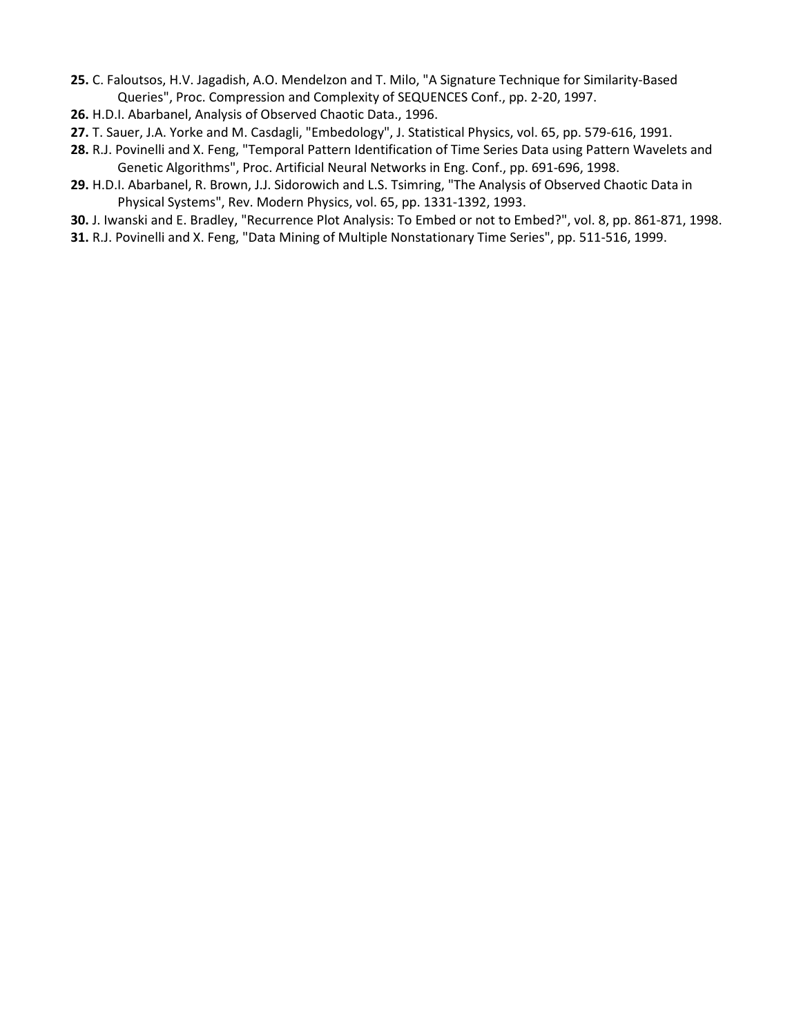**25.** C. Faloutsos, H.V. Jagadish, A.O. Mendelzon and T. Milo, "A Signature Technique for Similarity-Based Queries", Proc. Compression and Complexity of SEQUENCES Conf., pp. 2-20, 1997.

**26.** H.D.I. Abarbanel, Analysis of Observed Chaotic Data., 1996.

**27.** T. Sauer, J.A. Yorke and M. Casdagli, "Embedology", J. Statistical Physics, vol. 65, pp. 579-616, 1991.

**28.** R.J. Povinelli and X. Feng, "Temporal Pattern Identification of Time Series Data using Pattern Wavelets and Genetic Algorithms", Proc. Artificial Neural Networks in Eng. Conf., pp. 691-696, 1998.

**29.** H.D.I. Abarbanel, R. Brown, J.J. Sidorowich and L.S. Tsimring, "The Analysis of Observed Chaotic Data in Physical Systems", Rev. Modern Physics, vol. 65, pp. 1331-1392, 1993.

**30.** J. Iwanski and E. Bradley, "Recurrence Plot Analysis: To Embed or not to Embed?", vol. 8, pp. 861-871, 1998.

**31.** R.J. Povinelli and X. Feng, "Data Mining of Multiple Nonstationary Time Series", pp. 511-516, 1999.